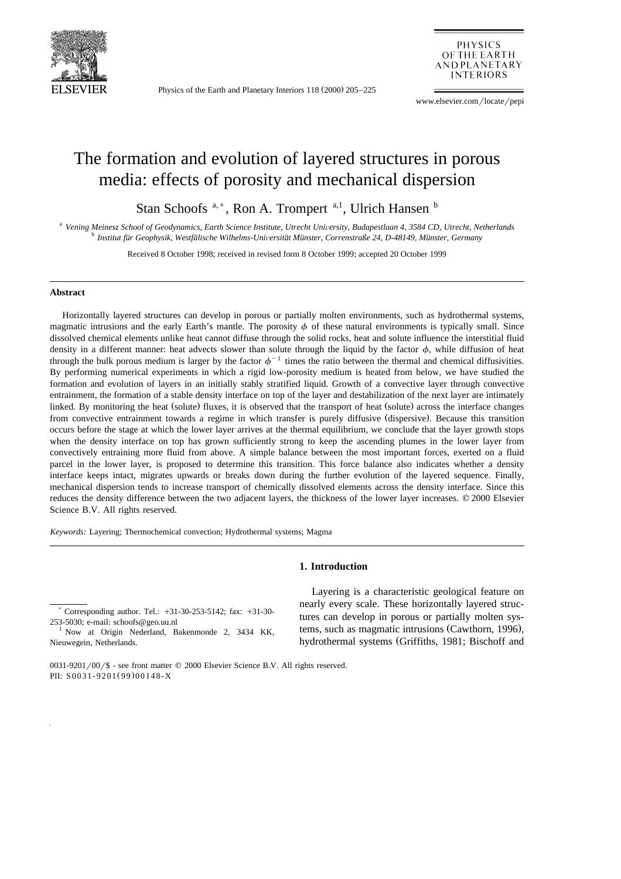# The formation and evolution of layered structures in porous media: effects of porosity and mechanical dispersion

Stan Schoofs [a,*], Ron A. Trompert [a,1], Ulrich Hansen [b]

[a] Vening Meinesz School of Geodynamics, Earth Science Institute, Utrecht University, Budapestlaan 4, 3584 CD, Utrecht, Netherlands

[b] Institut für Geophysik, Westfälische Wilhelms-Universität Münster, Correnstraße 24, D-48149, Münster, Germany

Received 8 October 1998; received in revised form 8 October 1999; accepted 20 October 1999

## Abstract

Horizontally layered structures can develop in porous or partially molten environments, such as hydrothermal systems, magmatic intrusions and the early Earth's mantle. The porosity $\phi$ of these natural environments is typically small. Since dissolved chemical elements unlike heat cannot diffuse through the solid rocks, heat and solute influence the interstitial fluid density in a different manner: heat advects slower than solute through the liquid by the factor $\phi$, while diffusion of heat through the bulk porous medium is larger by the factor $\phi^{-1}$ times the ratio between the thermal and chemical diffusivities. By performing numerical experiments in which a rigid low-porosity medium is heated from below, we have studied the formation and evolution of layers in an initially stably stratified liquid. Growth of a convective layer through convective entrainment, the formation of a stable density interface on top of the layer and destabilization of the next layer are intimately linked. By monitoring the heat (solute) fluxes, it is observed that the transport of heat (solute) across the interface changes from convective entrainment towards a regime in which transfer is purely diffusive (dispersive). Because this transition occurs before the stage at which the lower layer arrives at the thermal equilibrium, we conclude that the layer growth stops when the density interface on top has grown sufficiently strong to keep the ascending plumes in the lower layer from convectively entraining more fluid from above. A simple balance between the most important forces, exerted on a fluid parcel in the lower layer, is proposed to determine this transition. This force balance also indicates whether a density interface keeps intact, migrates upwards or breaks down during the further evolution of the layered sequence. Finally, mechanical dispersion tends to increase transport of chemically dissolved elements across the density interface. Since this reduces the density difference between the two adjacent layers, the thickness of the lower layer increases. © 2000 Elsevier Science B.V. All rights reserved.

*Keywords:* Layering; Thermochemical convection; Hydrothermal systems; Magma

## 1. Introduction

Layering is a characteristic geological feature on nearly every scale. These horizontally layered structures can develop in porous or partially molten systems, such as magmatic intrusions (Cawthorn, 1996), hydrothermal systems (Griffiths, 1981; Bischoff and

---

[*] Corresponding author. Tel.: +31-30-253-5142; fax: +31-30-253-5030; e-mail: schoofs@geo.uu.nl

[1] Now at Origin Nederland, Bakenmonde 2, 3434 KK, Nieuwegein, Netherlands.

0031-9201/00/$ - see front matter © 2000 Elsevier Science B.V. All rights reserved.
PII: S0031-9201(99)00148-X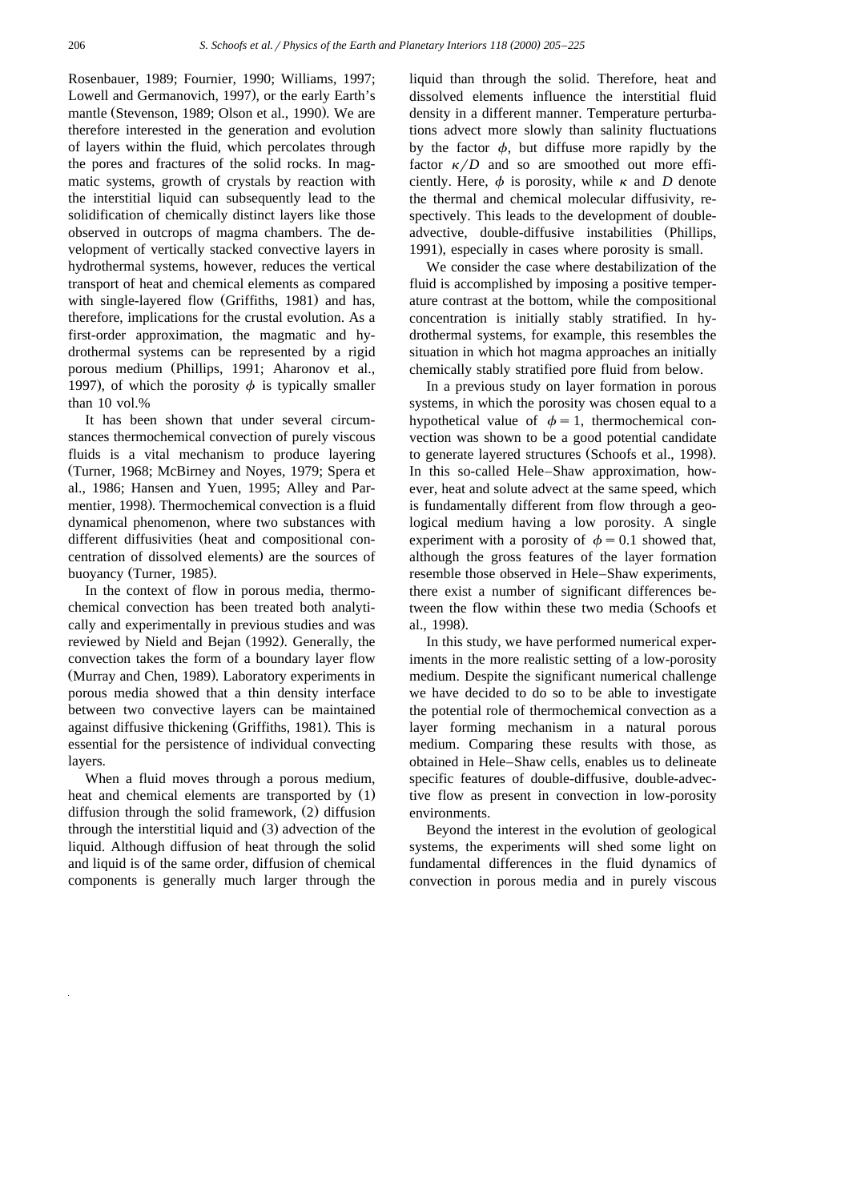Rosenbauer, 1989; Fournier, 1990; Williams, 1997; Lowell and Germanovich, 1997), or the early Earth's mantle (Stevenson, 1989; Olson et al., 1990). We are therefore interested in the generation and evolution of layers within the fluid, which percolates through the pores and fractures of the solid rocks. In magmatic systems, growth of crystals by reaction with the interstitial liquid can subsequently lead to the solidification of chemically distinct layers like those observed in outcrops of magma chambers. The development of vertically stacked convective layers in hydrothermal systems, however, reduces the vertical transport of heat and chemical elements as compared with single-layered flow (Griffiths, 1981) and has, therefore, implications for the crustal evolution. As a first-order approximation, the magmatic and hydrothermal systems can be represented by a rigid porous medium (Phillips, 1991; Aharonov et al., 1997), of which the porosity $\phi$ is typically smaller than 10 vol.%

It has been shown that under several circumstances thermochemical convection of purely viscous fluids is a vital mechanism to produce layering (Turner, 1968; McBirney and Noyes, 1979; Spera et al., 1986; Hansen and Yuen, 1995; Alley and Parmentier, 1998). Thermochemical convection is a fluid dynamical phenomenon, where two substances with different diffusivities (heat and compositional concentration of dissolved elements) are the sources of buoyancy (Turner, 1985).

In the context of flow in porous media, thermochemical convection has been treated both analytically and experimentally in previous studies and was reviewed by Nield and Bejan (1992). Generally, the convection takes the form of a boundary layer flow (Murray and Chen, 1989). Laboratory experiments in porous media showed that a thin density interface between two convective layers can be maintained against diffusive thickening (Griffiths, 1981). This is essential for the persistence of individual convecting layers.

When a fluid moves through a porous medium, heat and chemical elements are transported by (1) diffusion through the solid framework, (2) diffusion through the interstitial liquid and (3) advection of the liquid. Although diffusion of heat through the solid and liquid is of the same order, diffusion of chemical components is generally much larger through the liquid than through the solid. Therefore, heat and dissolved elements influence the interstitial fluid density in a different manner. Temperature perturbations advect more slowly than salinity fluctuations by the factor $\phi$, but diffuse more rapidly by the factor $\kappa/D$ and so are smoothed out more efficiently. Here, $\phi$ is porosity, while $\kappa$ and $D$ denote the thermal and chemical molecular diffusivity, respectively. This leads to the development of double-advective, double-diffusive instabilities (Phillips, 1991), especially in cases where porosity is small.

We consider the case where destabilization of the fluid is accomplished by imposing a positive temperature contrast at the bottom, while the compositional concentration is initially stably stratified. In hydrothermal systems, for example, this resembles the situation in which hot magma approaches an initially chemically stably stratified pore fluid from below.

In a previous study on layer formation in porous systems, in which the porosity was chosen equal to a hypothetical value of $\phi = 1$, thermochemical convection was shown to be a good potential candidate to generate layered structures (Schoofs et al., 1998). In this so-called Hele–Shaw approximation, however, heat and solute advect at the same speed, which is fundamentally different from flow through a geological medium having a low porosity. A single experiment with a porosity of $\phi = 0.1$ showed that, although the gross features of the layer formation resemble those observed in Hele–Shaw experiments, there exist a number of significant differences between the flow within these two media (Schoofs et al., 1998).

In this study, we have performed numerical experiments in the more realistic setting of a low-porosity medium. Despite the significant numerical challenge we have decided to do so to be able to investigate the potential role of thermochemical convection as a layer forming mechanism in a natural porous medium. Comparing these results with those, as obtained in Hele–Shaw cells, enables us to delineate specific features of double-diffusive, double-advective flow as present in convection in low-porosity environments.

Beyond the interest in the evolution of geological systems, the experiments will shed some light on fundamental differences in the fluid dynamics of convection in porous media and in purely viscous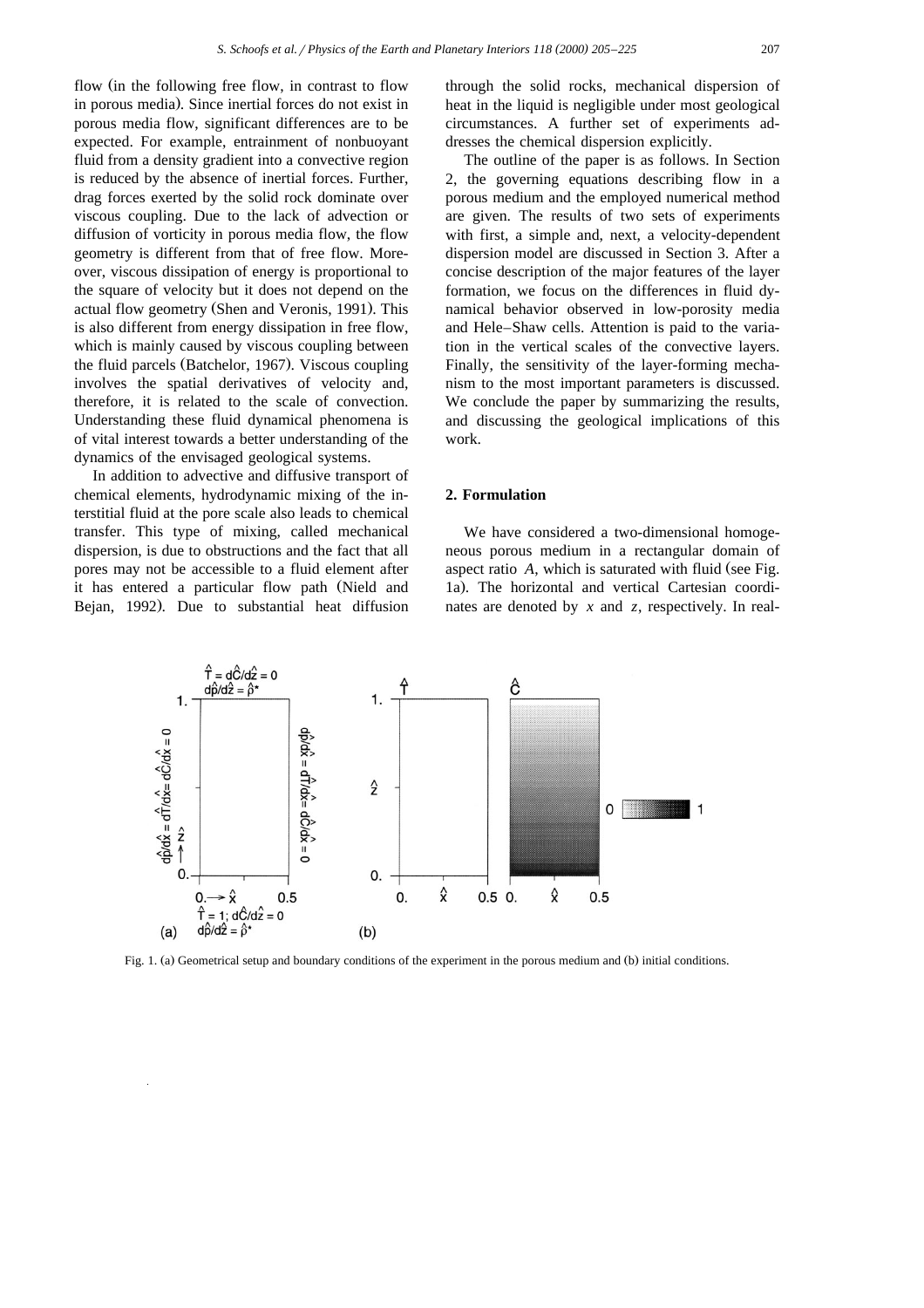flow (in the following free flow, in contrast to flow in porous media). Since inertial forces do not exist in porous media flow, significant differences are to be expected. For example, entrainment of nonbuoyant fluid from a density gradient into a convective region is reduced by the absence of inertial forces. Further, drag forces exerted by the solid rock dominate over viscous coupling. Due to the lack of advection or diffusion of vorticity in porous media flow, the flow geometry is different from that of free flow. Moreover, viscous dissipation of energy is proportional to the square of velocity but it does not depend on the actual flow geometry (Shen and Veronis, 1991). This is also different from energy dissipation in free flow, which is mainly caused by viscous coupling between the fluid parcels (Batchelor, 1967). Viscous coupling involves the spatial derivatives of velocity and, therefore, it is related to the scale of convection. Understanding these fluid dynamical phenomena is of vital interest towards a better understanding of the dynamics of the envisaged geological systems.

In addition to advective and diffusive transport of chemical elements, hydrodynamic mixing of the interstitial fluid at the pore scale also leads to chemical transfer. This type of mixing, called mechanical dispersion, is due to obstructions and the fact that all pores may not be accessible to a fluid element after it has entered a particular flow path (Nield and Bejan, 1992). Due to substantial heat diffusion through the solid rocks, mechanical dispersion of heat in the liquid is negligible under most geological circumstances. A further set of experiments addresses the chemical dispersion explicitly.

The outline of the paper is as follows. In Section 2, the governing equations describing flow in a porous medium and the employed numerical method are given. The results of two sets of experiments with first, a simple and, next, a velocity-dependent dispersion model are discussed in Section 3. After a concise description of the major features of the layer formation, we focus on the differences in fluid dynamical behavior observed in low-porosity media and Hele–Shaw cells. Attention is paid to the variation in the vertical scales of the convective layers. Finally, the sensitivity of the layer-forming mechanism to the most important parameters is discussed. We conclude the paper by summarizing the results, and discussing the geological implications of this work.

## 2. Formulation

We have considered a two-dimensional homogeneous porous medium in a rectangular domain of aspect ratio $A$, which is saturated with fluid (see Fig. 1a). The horizontal and vertical Cartesian coordinates are denoted by $x$ and $z$, respectively. In real-

Fig. 1. (a) Geometrical setup and boundary conditions of the experiment in the porous medium and (b) initial conditions.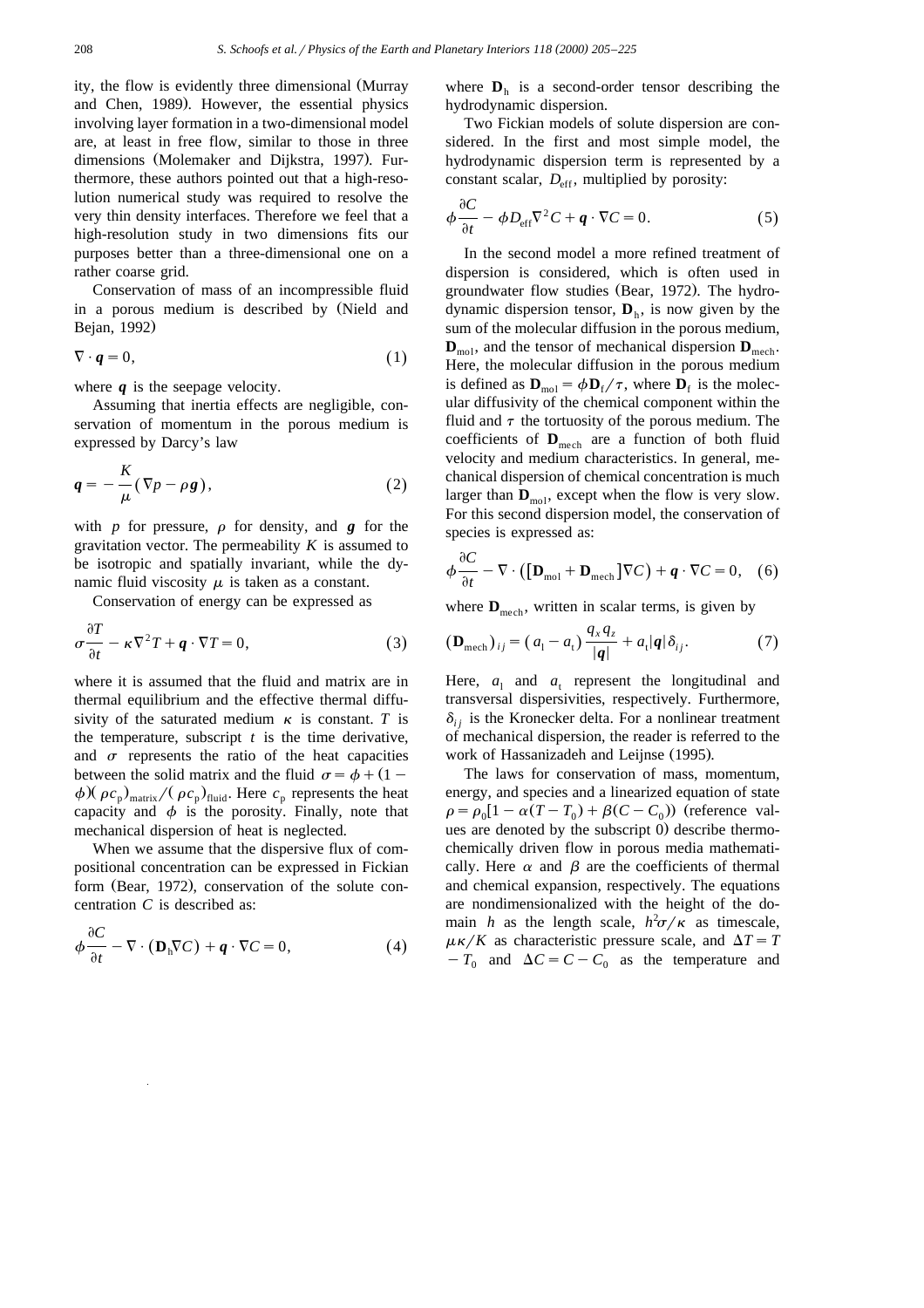ity, the flow is evidently three dimensional (Murray and Chen, 1989). However, the essential physics involving layer formation in a two-dimensional model are, at least in free flow, similar to those in three dimensions (Molemaker and Dijkstra, 1997). Furthermore, these authors pointed out that a high-resolution numerical study was required to resolve the very thin density interfaces. Therefore we feel that a high-resolution study in two dimensions fits our purposes better than a three-dimensional one on a rather coarse grid.

Conservation of mass of an incompressible fluid in a porous medium is described by (Nield and Bejan, 1992)

$$\nabla \cdot \boldsymbol{q} = 0, \tag{1}$$

where $\boldsymbol{q}$ is the seepage velocity.

Assuming that inertia effects are negligible, conservation of momentum in the porous medium is expressed by Darcy's law

$$\boldsymbol{q} = -\frac{K}{\mu}\left(\nabla p - \rho \boldsymbol{g}\right), \tag{2}$$

with $p$ for pressure, $\rho$ for density, and $\boldsymbol{g}$ for the gravitation vector. The permeability $K$ is assumed to be isotropic and spatially invariant, while the dynamic fluid viscosity $\mu$ is taken as a constant.

Conservation of energy can be expressed as

$$\sigma \frac{\partial T}{\partial t} - \kappa \nabla^2 T + \boldsymbol{q} \cdot \nabla T = 0, \tag{3}$$

where it is assumed that the fluid and matrix are in thermal equilibrium and the effective thermal diffusivity of the saturated medium $\kappa$ is constant. $T$ is the temperature, subscript $t$ is the time derivative, and $\sigma$ represents the ratio of the heat capacities between the solid matrix and the fluid $\sigma = \phi + (1-\phi)(\rho c_p)_{\text{matrix}}/(\rho c_p)_{\text{fluid}}$. Here $c_p$ represents the heat capacity and $\phi$ is the porosity. Finally, note that mechanical dispersion of heat is neglected.

When we assume that the dispersive flux of compositional concentration can be expressed in Fickian form (Bear, 1972), conservation of the solute concentration $C$ is described as:

$$\phi \frac{\partial C}{\partial t} - \nabla \cdot \left(\mathbf{D}_{\text{h}} \nabla C\right) + \boldsymbol{q} \cdot \nabla C = 0, \tag{4}$$

where $\mathbf{D}_{\text{h}}$ is a second-order tensor describing the hydrodynamic dispersion.

Two Fickian models of solute dispersion are considered. In the first and most simple model, the hydrodynamic dispersion term is represented by a constant scalar, $D_{\text{eff}}$, multiplied by porosity:

$$\phi \frac{\partial C}{\partial t} - \phi D_{\text{eff}} \nabla^2 C + \boldsymbol{q} \cdot \nabla C = 0. \tag{5}$$

In the second model a more refined treatment of dispersion is considered, which is often used in groundwater flow studies (Bear, 1972). The hydrodynamic dispersion tensor, $\mathbf{D}_{\text{h}}$, is now given by the sum of the molecular diffusion in the porous medium, $\mathbf{D}_{\text{mol}}$, and the tensor of mechanical dispersion $\mathbf{D}_{\text{mech}}$. Here, the molecular diffusion in the porous medium is defined as $\mathbf{D}_{\text{mol}} = \phi \mathbf{D}_{\text{f}}/\tau$, where $\mathbf{D}_{\text{f}}$ is the molecular diffusivity of the chemical component within the fluid and $\tau$ the tortuosity of the porous medium. The coefficients of $\mathbf{D}_{\text{mech}}$ are a function of both fluid velocity and medium characteristics. In general, mechanical dispersion of chemical concentration is much larger than $\mathbf{D}_{\text{mol}}$, except when the flow is very slow. For this second dispersion model, the conservation of species is expressed as:

$$\phi \frac{\partial C}{\partial t} - \nabla \cdot \left(\left[\mathbf{D}_{\text{mol}} + \mathbf{D}_{\text{mech}}\right] \nabla C\right) + \boldsymbol{q} \cdot \nabla C = 0, \tag{6}$$

where $\mathbf{D}_{\text{mech}}$, written in scalar terms, is given by

$$\left(\mathbf{D}_{\text{mech}}\right)_{ij} = \left(a_{\text{l}} - a_{\text{t}}\right) \frac{q_x q_z}{|\boldsymbol{q}|} + a_{\text{t}} |\boldsymbol{q}| \delta_{ij}. \tag{7}$$

Here, $a_{\text{l}}$ and $a_{\text{t}}$ represent the longitudinal and transversal dispersivities, respectively. Furthermore, $\delta_{ij}$ is the Kronecker delta. For a nonlinear treatment of mechanical dispersion, the reader is referred to the work of Hassanizadeh and Leijnse (1995).

The laws for conservation of mass, momentum, energy, and species and a linearized equation of state $\rho = \rho_0[1 - \alpha(T - T_0) + \beta(C - C_0)]$ (reference values are denoted by the subscript 0) describe thermochemically driven flow in porous media mathematically. Here $\alpha$ and $\beta$ are the coefficients of thermal and chemical expansion, respectively. The equations are nondimensionalized with the height of the domain $h$ as the length scale, $h^2\sigma/\kappa$ as timescale, $\mu\kappa/K$ as characteristic pressure scale, and $\Delta T = T - T_0$ and $\Delta C = C - C_0$ as the temperature and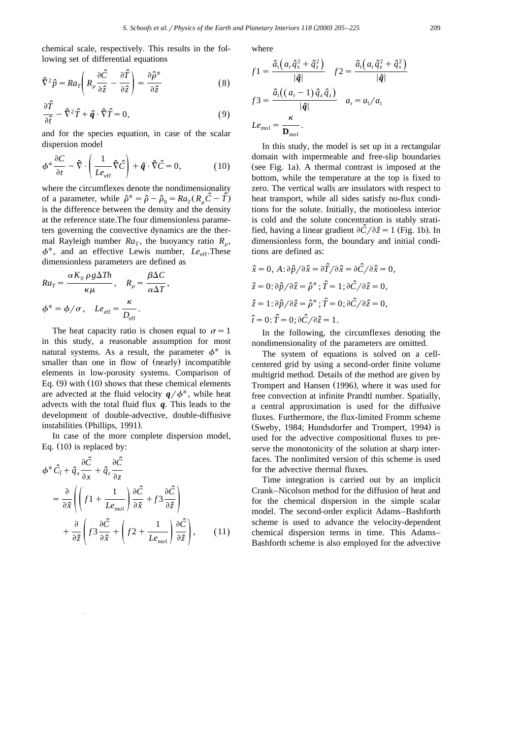chemical scale, respectively. This results in the following set of differential equations

$$\hat{\nabla}^2 \hat{p} = Ra_T \left( R_\rho \frac{\partial \hat{C}}{\partial \hat{z}} - \frac{\partial \hat{T}}{\partial \hat{z}} \right) = \frac{\partial \hat{\rho}^*}{\partial \hat{z}} \tag{8}$$

$$\frac{\partial \hat{T}}{\partial \hat{t}} - \hat{\nabla}^2 \hat{T} + \hat{\boldsymbol{q}} \cdot \hat{\nabla} \hat{T} = 0, \tag{9}$$

and for the species equation, in case of the scalar dispersion model

$$\phi^* \frac{\partial C}{\partial t} - \hat{\nabla} \cdot \left( \frac{1}{Le_{\text{eff}}} \hat{\nabla} \hat{C} \right) + \hat{\boldsymbol{q}} \cdot \hat{\nabla} \hat{C} = 0, \tag{10}$$

where the circumflexes denote the nondimensionality of a parameter, while $\hat{\rho}^* = \hat{\rho} - \hat{\rho}_0 = Ra_T(R_\rho \hat{C} - \hat{T})$ is the difference between the density and the density at the reference state. The four dimensionless parameters governing the convective dynamics are the thermal Rayleigh number $Ra_T$, the buoyancy ratio $R_\rho$, $\phi^*$, and an effective Lewis number, $Le_{\text{eff}}$. These dimensionless parameters are defined as

$$Ra_T = \frac{\alpha K_0 \rho g \Delta T h}{\kappa \mu}, \quad R_\rho = \frac{\beta \Delta C}{\alpha \Delta T},$$

$$\phi^* = \phi / \sigma, \quad Le_{\text{eff}} = \frac{\kappa}{D_{\text{eff}}}.$$

The heat capacity ratio is chosen equal to $\sigma = 1$ in this study, a reasonable assumption for most natural systems. As a result, the parameter $\phi^*$ is smaller than one in flow of (nearly) incompatible elements in low-porosity systems. Comparison of Eq. (9) with (10) shows that these chemical elements are advected at the fluid velocity $\boldsymbol{q}/\phi^*$, while heat advects with the total fluid flux $\boldsymbol{q}$. This leads to the development of double-advective, double-diffusive instabilities (Phillips, 1991).

In case of the more complete dispersion model, Eq. (10) is replaced by:

$$\phi^* \hat{C}_{\hat{t}} + \hat{q}_x \frac{\partial \hat{C}}{\partial x} + \hat{q}_z \frac{\partial \hat{C}}{\partial z} = \frac{\partial}{\partial \hat{x}} \left( \left( f1 + \frac{1}{Le_{\text{mol}}} \right) \frac{\partial \hat{C}}{\partial \hat{x}} + f3 \frac{\partial \hat{C}}{\partial \hat{z}} \right) + \frac{\partial}{\partial \hat{z}} \left( f3 \frac{\partial \hat{C}}{\partial \hat{x}} + \left( f2 + \frac{1}{Le_{\text{mol}}} \right) \frac{\partial \hat{C}}{\partial \hat{z}} \right), \tag{11}$$

where

$$f1 = \frac{\hat{a}_t \left( a_r \hat{q}_x^2 + \hat{q}_z^2 \right)}{|\hat{\boldsymbol{q}}|} \quad f2 = \frac{\hat{a}_t \left( a_r \hat{q}_z^2 + \hat{q}_x^2 \right)}{|\hat{\boldsymbol{q}}|}$$

$$f3 = \frac{\hat{a}_t \left( (a_r - 1) \hat{q}_x \hat{q}_z \right)}{|\hat{\boldsymbol{q}}|} \quad a_r = a_l / a_t$$

$$Le_{\text{mol}} = \frac{\kappa}{\mathbf{D}_{\text{mol}}}.$$

In this study, the model is set up in a rectangular domain with impermeable and free-slip boundaries (see Fig. 1a). A thermal contrast is imposed at the bottom, while the temperature at the top is fixed to zero. The vertical walls are insulators with respect to heat transport, while all sides satisfy no-flux conditions for the solute. Initially, the motionless interior is cold and the solute concentration is stably stratified, having a linear gradient $\partial \hat{C} / \partial \hat{z} = 1$ (Fig. 1b). In dimensionless form, the boundary and initial conditions are defined as:

$\hat{x} = 0, A: \partial \hat{p} / \partial \hat{x} = \partial \hat{T} / \partial \hat{x} = \partial \hat{C} / \partial \hat{x} = 0,$

$\hat{z} = 0: \partial \hat{p} / \partial \hat{z} = \hat{\rho}^*; \hat{T} = 1; \partial \hat{C} / \partial \hat{z} = 0,$

$\hat{z} = 1: \partial \hat{p} / \partial \hat{z} = \hat{\rho}^*; \hat{T} = 0; \partial \hat{C} / \partial \hat{z} = 0,$

$\hat{t} = 0: \hat{T} = 0; \partial \hat{C} / \partial \hat{z} = 1.$

In the following, the circumflexes denoting the nondimensionality of the parameters are omitted.

The system of equations is solved on a cell-centered grid by using a second-order finite volume multigrid method. Details of the method are given by Trompert and Hansen (1996), where it was used for free convection at infinite Prandtl number. Spatially, a central approximation is used for the diffusive fluxes. Furthermore, the flux-limited Fromm scheme (Sweby, 1984; Hundsdorfer and Trompert, 1994) is used for the advective compositional fluxes to preserve the monotonicity of the solution at sharp interfaces. The nonlimited version of this scheme is used for the advective thermal fluxes.

Time integration is carried out by an implicit Crank–Nicolson method for the diffusion of heat and for the chemical dispersion in the simple scalar model. The second-order explicit Adams–Bashforth scheme is used to advance the velocity-dependent chemical dispersion terms in time. This Adams–Bashforth scheme is also employed for the advective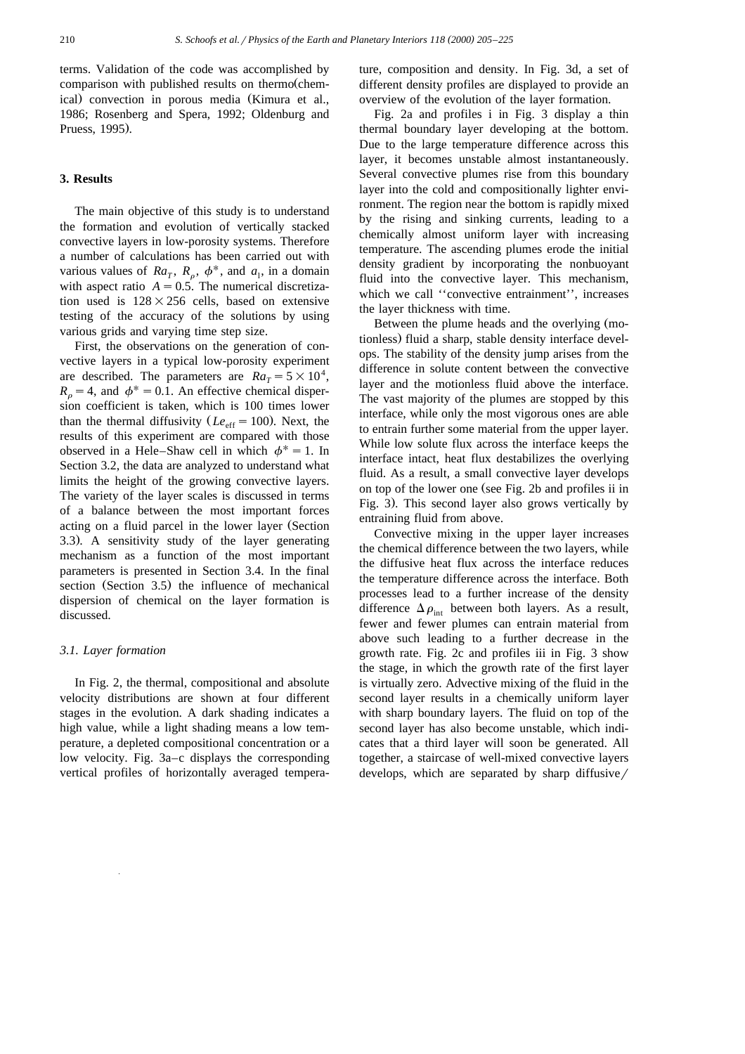terms. Validation of the code was accomplished by comparison with published results on thermo(chemical) convection in porous media (Kimura et al., 1986; Rosenberg and Spera, 1992; Oldenburg and Pruess, 1995).

## 3. Results

The main objective of this study is to understand the formation and evolution of vertically stacked convective layers in low-porosity systems. Therefore a number of calculations has been carried out with various values of $Ra_T$, $R_\rho$, $\phi^*$, and $a_1$, in a domain with aspect ratio $A = 0.5$. The numerical discretization used is $128 \times 256$ cells, based on extensive testing of the accuracy of the solutions by using various grids and varying time step size.

First, the observations on the generation of convective layers in a typical low-porosity experiment are described. The parameters are $Ra_T = 5 \times 10^4$, $R_\rho = 4$, and $\phi^* = 0.1$. An effective chemical dispersion coefficient is taken, which is 100 times lower than the thermal diffusivity ($Le_{\mathrm{eff}} = 100$). Next, the results of this experiment are compared with those observed in a Hele–Shaw cell in which $\phi^* = 1$. In Section 3.2, the data are analyzed to understand what limits the height of the growing convective layers. The variety of the layer scales is discussed in terms of a balance between the most important forces acting on a fluid parcel in the lower layer (Section 3.3). A sensitivity study of the layer generating mechanism as a function of the most important parameters is presented in Section 3.4. In the final section (Section 3.5) the influence of mechanical dispersion of chemical on the layer formation is discussed.

### 3.1. Layer formation

In Fig. 2, the thermal, compositional and absolute velocity distributions are shown at four different stages in the evolution. A dark shading indicates a high value, while a light shading means a low temperature, a depleted compositional concentration or a low velocity. Fig. 3a–c displays the corresponding vertical profiles of horizontally averaged temperature, composition and density. In Fig. 3d, a set of different density profiles are displayed to provide an overview of the evolution of the layer formation.

Fig. 2a and profiles i in Fig. 3 display a thin thermal boundary layer developing at the bottom. Due to the large temperature difference across this layer, it becomes unstable almost instantaneously. Several convective plumes rise from this boundary layer into the cold and compositionally lighter environment. The region near the bottom is rapidly mixed by the rising and sinking currents, leading to a chemically almost uniform layer with increasing temperature. The ascending plumes erode the initial density gradient by incorporating the nonbuoyant fluid into the convective layer. This mechanism, which we call ''convective entrainment'', increases the layer thickness with time.

Between the plume heads and the overlying (motionless) fluid a sharp, stable density interface develops. The stability of the density jump arises from the difference in solute content between the convective layer and the motionless fluid above the interface. The vast majority of the plumes are stopped by this interface, while only the most vigorous ones are able to entrain further some material from the upper layer. While low solute flux across the interface keeps the interface intact, heat flux destabilizes the overlying fluid. As a result, a small convective layer develops on top of the lower one (see Fig. 2b and profiles ii in Fig. 3). This second layer also grows vertically by entraining fluid from above.

Convective mixing in the upper layer increases the chemical difference between the two layers, while the diffusive heat flux across the interface reduces the temperature difference across the interface. Both processes lead to a further increase of the density difference $\Delta\rho_{\mathrm{int}}$ between both layers. As a result, fewer and fewer plumes can entrain material from above such leading to a further decrease in the growth rate. Fig. 2c and profiles iii in Fig. 3 show the stage, in which the growth rate of the first layer is virtually zero. Advective mixing of the fluid in the second layer results in a chemically uniform layer with sharp boundary layers. The fluid on top of the second layer has also become unstable, which indicates that a third layer will soon be generated. All together, a staircase of well-mixed convective layers develops, which are separated by sharp diffusive/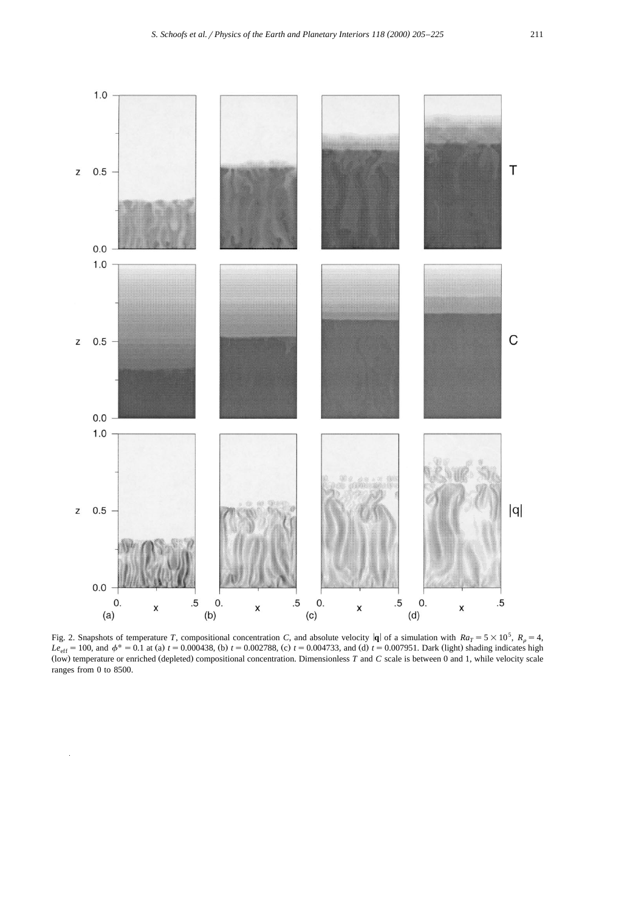Fig. 2. Snapshots of temperature $T$, compositional concentration $C$, and absolute velocity $|\mathbf{q}|$ of a simulation with $Ra_T = 5 \times 10^5$, $R_\rho = 4$, $Le_{\mathrm{eff}} = 100$, and $\phi^* = 0.1$ at (a) $t = 0.000438$, (b) $t = 0.002788$, (c) $t = 0.004733$, and (d) $t = 0.007951$. Dark (light) shading indicates high (low) temperature or enriched (depleted) compositional concentration. Dimensionless $T$ and $C$ scale is between 0 and 1, while velocity scale ranges from 0 to 8500.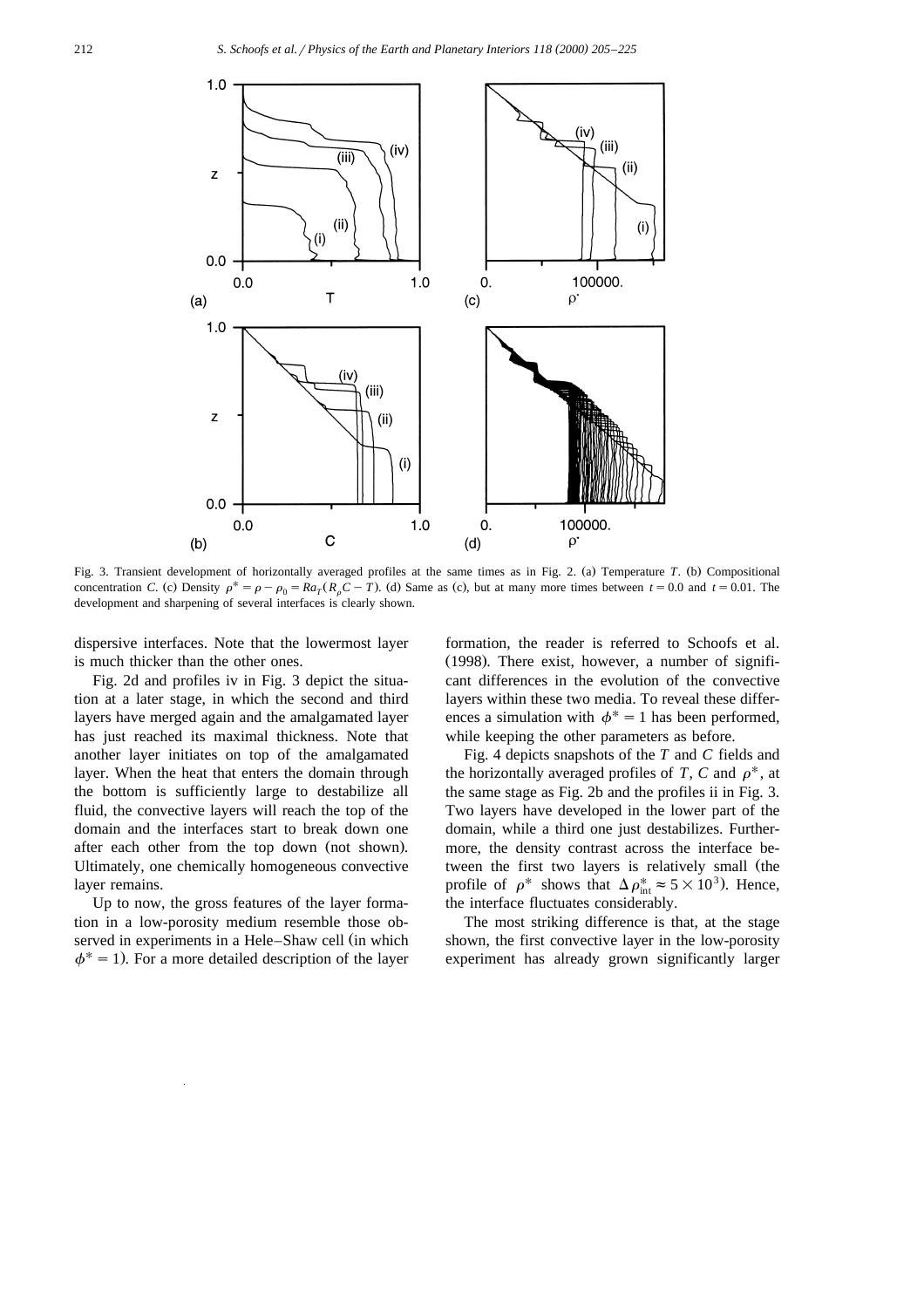Fig. 3. Transient development of horizontally averaged profiles at the same times as in Fig. 2. (a) Temperature $T$. (b) Compositional concentration $C$. (c) Density $\rho^* = \rho - \rho_0 = Ra_T(R_\rho C - T)$. (d) Same as (c), but at many more times between $t = 0.0$ and $t = 0.01$. The development and sharpening of several interfaces is clearly shown.

dispersive interfaces. Note that the lowermost layer is much thicker than the other ones.

Fig. 2d and profiles iv in Fig. 3 depict the situation at a later stage, in which the second and third layers have merged again and the amalgamated layer has just reached its maximal thickness. Note that another layer initiates on top of the amalgamated layer. When the heat that enters the domain through the bottom is sufficiently large to destabilize all fluid, the convective layers will reach the top of the domain and the interfaces start to break down one after each other from the top down (not shown). Ultimately, one chemically homogeneous convective layer remains.

Up to now, the gross features of the layer formation in a low-porosity medium resemble those observed in experiments in a Hele–Shaw cell (in which $\phi^* = 1$). For a more detailed description of the layer formation, the reader is referred to Schoofs et al. (1998). There exist, however, a number of significant differences in the evolution of the convective layers within these two media. To reveal these differences a simulation with $\phi^* = 1$ has been performed, while keeping the other parameters as before.

Fig. 4 depicts snapshots of the $T$ and $C$ fields and the horizontally averaged profiles of $T$, $C$ and $\rho^*$, at the same stage as Fig. 2b and the profiles ii in Fig. 3. Two layers have developed in the lower part of the domain, while a third one just destabilizes. Furthermore, the density contrast across the interface between the first two layers is relatively small (the profile of $\rho^*$ shows that $\Delta\rho^*_{\text{int}} \approx 5 \times 10^3$). Hence, the interface fluctuates considerably.

The most striking difference is that, at the stage shown, the first convective layer in the low-porosity experiment has already grown significantly larger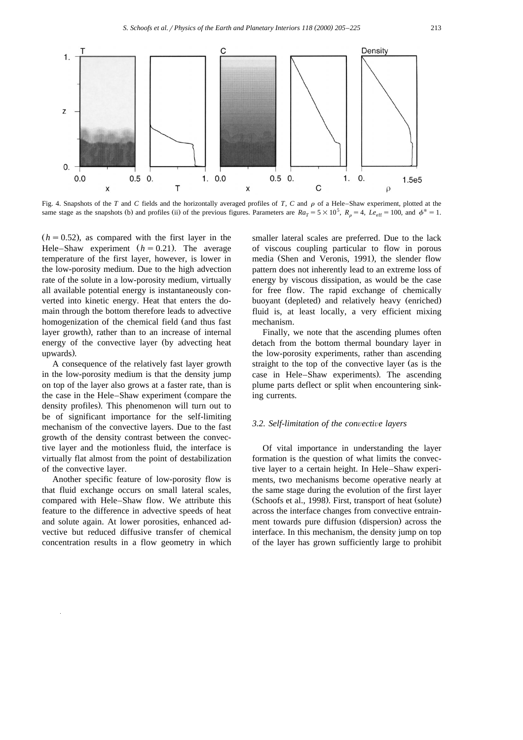Fig. 4. Snapshots of the $T$ and $C$ fields and the horizontally averaged profiles of $T$, $C$ and $\rho$ of a Hele–Shaw experiment, plotted at the same stage as the snapshots (b) and profiles (ii) of the previous figures. Parameters are $Ra_T = 5\times10^5$, $R_\rho = 4$, $Le_{\rm eff} = 100$, and $\phi^* = 1$.

($h = 0.52$), as compared with the first layer in the Hele–Shaw experiment ($h = 0.21$). The average temperature of the first layer, however, is lower in the low-porosity medium. Due to the high advection rate of the solute in a low-porosity medium, virtually all available potential energy is instantaneously converted into kinetic energy. Heat that enters the domain through the bottom therefore leads to advective homogenization of the chemical field (and thus fast layer growth), rather than to an increase of internal energy of the convective layer (by advecting heat upwards).

A consequence of the relatively fast layer growth in the low-porosity medium is that the density jump on top of the layer also grows at a faster rate, than is the case in the Hele–Shaw experiment (compare the density profiles). This phenomenon will turn out to be of significant importance for the self-limiting mechanism of the convective layers. Due to the fast growth of the density contrast between the convective layer and the motionless fluid, the interface is virtually flat almost from the point of destabilization of the convective layer.

Another specific feature of low-porosity flow is that fluid exchange occurs on small lateral scales, compared with Hele–Shaw flow. We attribute this feature to the difference in advective speeds of heat and solute again. At lower porosities, enhanced advective but reduced diffusive transfer of chemical concentration results in a flow geometry in which smaller lateral scales are preferred. Due to the lack of viscous coupling particular to flow in porous media (Shen and Veronis, 1991), the slender flow pattern does not inherently lead to an extreme loss of energy by viscous dissipation, as would be the case for free flow. The rapid exchange of chemically buoyant (depleted) and relatively heavy (enriched) fluid is, at least locally, a very efficient mixing mechanism.

Finally, we note that the ascending plumes often detach from the bottom thermal boundary layer in the low-porosity experiments, rather than ascending straight to the top of the convective layer (as is the case in Hele–Shaw experiments). The ascending plume parts deflect or split when encountering sinking currents.

### 3.2. Self-limitation of the convective layers

Of vital importance in understanding the layer formation is the question of what limits the convective layer to a certain height. In Hele–Shaw experiments, two mechanisms become operative nearly at the same stage during the evolution of the first layer (Schoofs et al., 1998). First, transport of heat (solute) across the interface changes from convective entrainment towards pure diffusion (dispersion) across the interface. In this mechanism, the density jump on top of the layer has grown sufficiently large to prohibit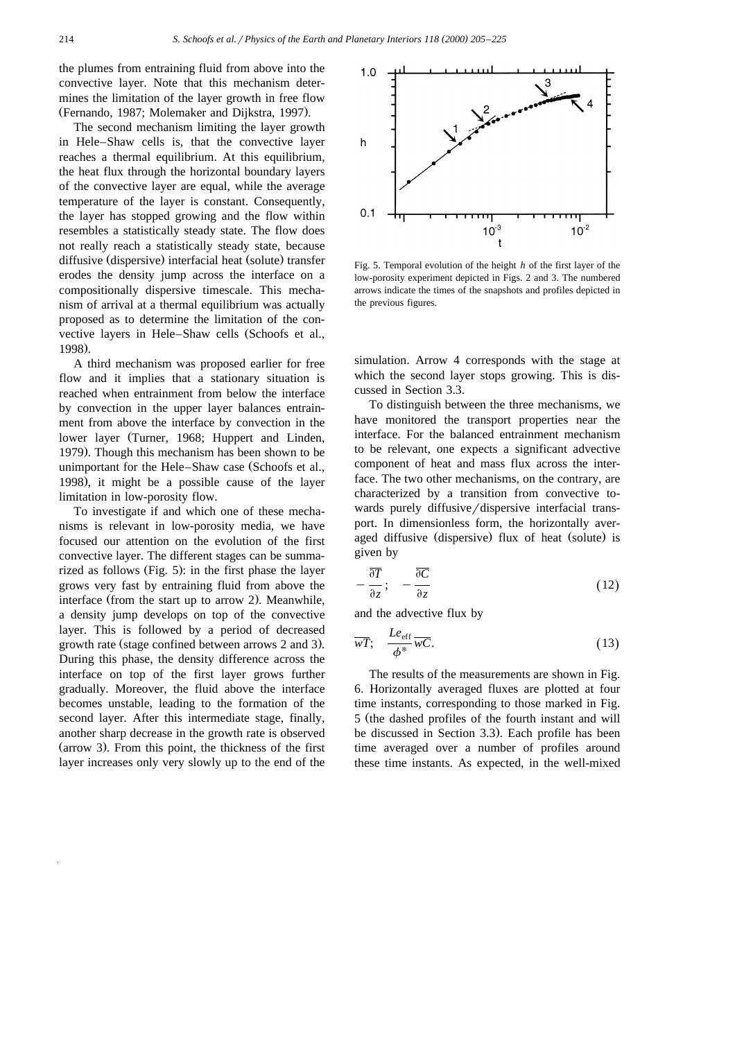the plumes from entraining fluid from above into the convective layer. Note that this mechanism determines the limitation of the layer growth in free flow (Fernando, 1987; Molemaker and Dijkstra, 1997).

The second mechanism limiting the layer growth in Hele–Shaw cells is, that the convective layer reaches a thermal equilibrium. At this equilibrium, the heat flux through the horizontal boundary layers of the convective layer are equal, while the average temperature of the layer is constant. Consequently, the layer has stopped growing and the flow within resembles a statistically steady state. The flow does not really reach a statistically steady state, because diffusive (dispersive) interfacial heat (solute) transfer erodes the density jump across the interface on a compositionally dispersive timescale. This mechanism of arrival at a thermal equilibrium was actually proposed as to determine the limitation of the convective layers in Hele–Shaw cells (Schoofs et al., 1998).

A third mechanism was proposed earlier for free flow and it implies that a stationary situation is reached when entrainment from below the interface by convection in the upper layer balances entrainment from above the interface by convection in the lower layer (Turner, 1968; Huppert and Linden, 1979). Though this mechanism has been shown to be unimportant for the Hele–Shaw case (Schoofs et al., 1998), it might be a possible cause of the layer limitation in low-porosity flow.

To investigate if and which one of these mechanisms is relevant in low-porosity media, we have focused our attention on the evolution of the first convective layer. The different stages can be summarized as follows (Fig. 5): in the first phase the layer grows very fast by entraining fluid from above the interface (from the start up to arrow 2). Meanwhile, a density jump develops on top of the convective layer. This is followed by a period of decreased growth rate (stage confined between arrows 2 and 3). During this phase, the density difference across the interface on top of the first layer grows further gradually. Moreover, the fluid above the interface becomes unstable, leading to the formation of the second layer. After this intermediate stage, finally, another sharp decrease in the growth rate is observed (arrow 3). From this point, the thickness of the first layer increases only very slowly up to the end of the simulation. Arrow 4 corresponds with the stage at which the second layer stops growing. This is discussed in Section 3.3.

Fig. 5. Temporal evolution of the height $h$ of the first layer of the low-porosity experiment depicted in Figs. 2 and 3. The numbered arrows indicate the times of the snapshots and profiles depicted in the previous figures.

To distinguish between the three mechanisms, we have monitored the transport properties near the interface. For the balanced entrainment mechanism to be relevant, one expects a significant advective component of heat and mass flux across the interface. The two other mechanisms, on the contrary, are characterized by a transition from convective towards purely diffusive/dispersive interfacial transport. In dimensionless form, the horizontally averaged diffusive (dispersive) flux of heat (solute) is given by

$$-\frac{\overline{\partial T}}{\partial z}; \quad -\frac{\overline{\partial C}}{\partial z} \tag{12}$$

and the advective flux by

$$\overline{wT}; \quad \frac{Le_{\mathrm{eff}}}{\phi^*}\overline{wC}. \tag{13}$$

The results of the measurements are shown in Fig. 6. Horizontally averaged fluxes are plotted at four time instants, corresponding to those marked in Fig. 5 (the dashed profiles of the fourth instant and will be discussed in Section 3.3). Each profile has been time averaged over a number of profiles around these time instants. As expected, in the well-mixed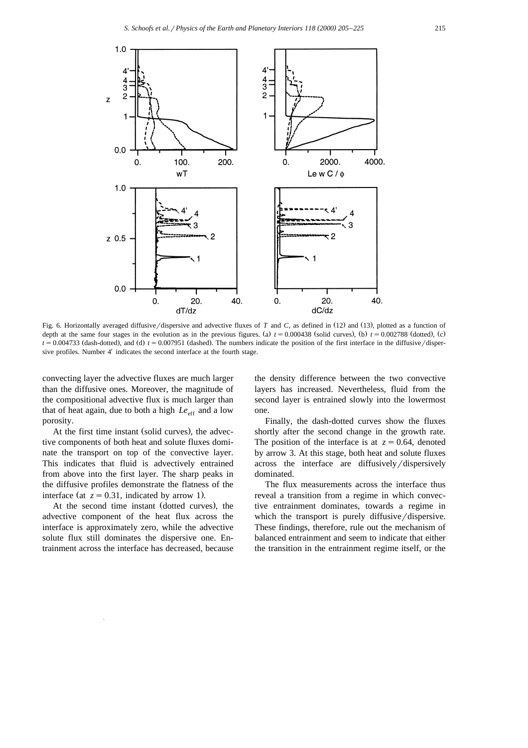Fig. 6. Horizontally averaged diffusive/dispersive and advective fluxes of $T$ and $C$, as defined in (12) and (13), plotted as a function of depth at the same four stages in the evolution as in the previous figures. (a) $t = 0.000438$ (solid curves), (b) $t = 0.002788$ (dotted), (c) $t = 0.004733$ (dash-dotted), and (d) $t = 0.007951$ (dashed). The numbers indicate the position of the first interface in the diffusive/dispersive profiles. Number 4′ indicates the second interface at the fourth stage.

convecting layer the advective fluxes are much larger than the diffusive ones. Moreover, the magnitude of the compositional advective flux is much larger than that of heat again, due to both a high $Le_{\mathrm{eff}}$ and a low porosity.

At the first time instant (solid curves), the advective components of both heat and solute fluxes dominate the transport on top of the convective layer. This indicates that fluid is advectively entrained from above into the first layer. The sharp peaks in the diffusive profiles demonstrate the flatness of the interface (at $z = 0.31$, indicated by arrow 1).

At the second time instant (dotted curves), the advective component of the heat flux across the interface is approximately zero, while the advective solute flux still dominates the dispersive one. Entrainment across the interface has decreased, because the density difference between the two convective layers has increased. Nevertheless, fluid from the second layer is entrained slowly into the lowermost one.

Finally, the dash-dotted curves show the fluxes shortly after the second change in the growth rate. The position of the interface is at $z = 0.64$, denoted by arrow 3. At this stage, both heat and solute fluxes across the interface are diffusively/dispersively dominated.

The flux measurements across the interface thus reveal a transition from a regime in which convective entrainment dominates, towards a regime in which the transport is purely diffusive/dispersive. These findings, therefore, rule out the mechanism of balanced entrainment and seem to indicate that either the transition in the entrainment regime itself, or the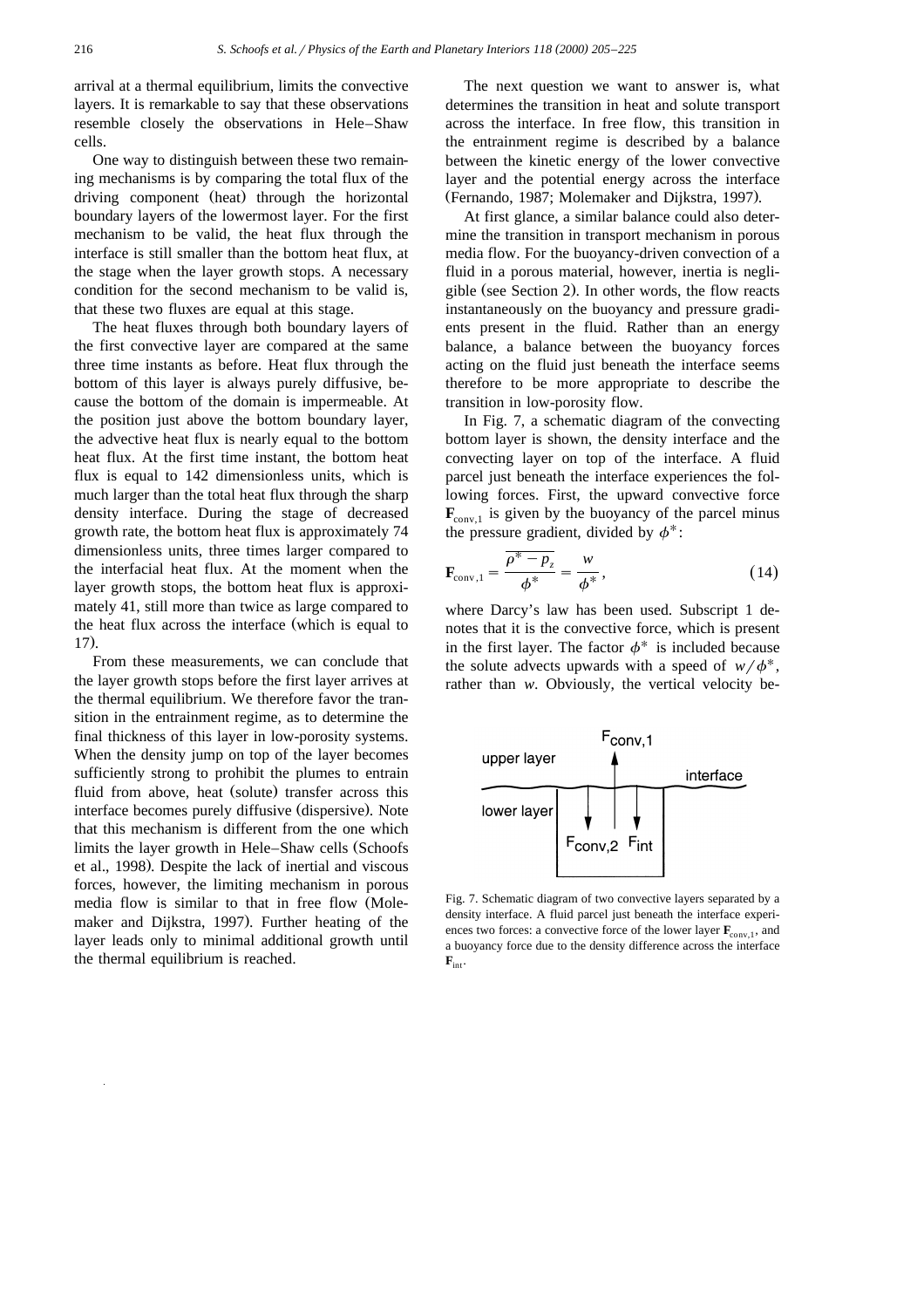arrival at a thermal equilibrium, limits the convective layers. It is remarkable to say that these observations resemble closely the observations in Hele–Shaw cells.

One way to distinguish between these two remaining mechanisms is by comparing the total flux of the driving component (heat) through the horizontal boundary layers of the lowermost layer. For the first mechanism to be valid, the heat flux through the interface is still smaller than the bottom heat flux, at the stage when the layer growth stops. A necessary condition for the second mechanism to be valid is, that these two fluxes are equal at this stage.

The heat fluxes through both boundary layers of the first convective layer are compared at the same three time instants as before. Heat flux through the bottom of this layer is always purely diffusive, because the bottom of the domain is impermeable. At the position just above the bottom boundary layer, the advective heat flux is nearly equal to the bottom heat flux. At the first time instant, the bottom heat flux is equal to 142 dimensionless units, which is much larger than the total heat flux through the sharp density interface. During the stage of decreased growth rate, the bottom heat flux is approximately 74 dimensionless units, three times larger compared to the interfacial heat flux. At the moment when the layer growth stops, the bottom heat flux is approximately 41, still more than twice as large compared to the heat flux across the interface (which is equal to 17).

From these measurements, we can conclude that the layer growth stops before the first layer arrives at the thermal equilibrium. We therefore favor the transition in the entrainment regime, as to determine the final thickness of this layer in low-porosity systems. When the density jump on top of the layer becomes sufficiently strong to prohibit the plumes to entrain fluid from above, heat (solute) transfer across this interface becomes purely diffusive (dispersive). Note that this mechanism is different from the one which limits the layer growth in Hele–Shaw cells (Schoofs et al., 1998). Despite the lack of inertial and viscous forces, however, the limiting mechanism in porous media flow is similar to that in free flow (Molemaker and Dijkstra, 1997). Further heating of the layer leads only to minimal additional growth until the thermal equilibrium is reached.

The next question we want to answer is, what determines the transition in heat and solute transport across the interface. In free flow, this transition in the entrainment regime is described by a balance between the kinetic energy of the lower convective layer and the potential energy across the interface (Fernando, 1987; Molemaker and Dijkstra, 1997).

At first glance, a similar balance could also determine the transition in transport mechanism in porous media flow. For the buoyancy-driven convection of a fluid in a porous material, however, inertia is negligible (see Section 2). In other words, the flow reacts instantaneously on the buoyancy and pressure gradients present in the fluid. Rather than an energy balance, a balance between the buoyancy forces acting on the fluid just beneath the interface seems therefore to be more appropriate to describe the transition in low-porosity flow.

In Fig. 7, a schematic diagram of the convecting bottom layer is shown, the density interface and the convecting layer on top of the interface. A fluid parcel just beneath the interface experiences the following forces. First, the upward convective force $\mathbf{F}_{\mathrm{conv},1}$ is given by the buoyancy of the parcel minus the pressure gradient, divided by $\phi^*$:

$$\mathbf{F}_{\mathrm{conv},1} = \frac{\overline{\rho^* - p_z}}{\phi^*} = \frac{w}{\phi^*}, \tag{14}$$

where Darcy's law has been used. Subscript 1 denotes that it is the convective force, which is present in the first layer. The factor $\phi^*$ is included because the solute advects upwards with a speed of $w/\phi^*$, rather than $w$. Obviously, the vertical velocity be-

Fig. 7. Schematic diagram of two convective layers separated by a density interface. A fluid parcel just beneath the interface experiences two forces: a convective force of the lower layer $\mathbf{F}_{\mathrm{conv},1}$, and a buoyancy force due to the density difference across the interface $\mathbf{F}_{\mathrm{int}}$.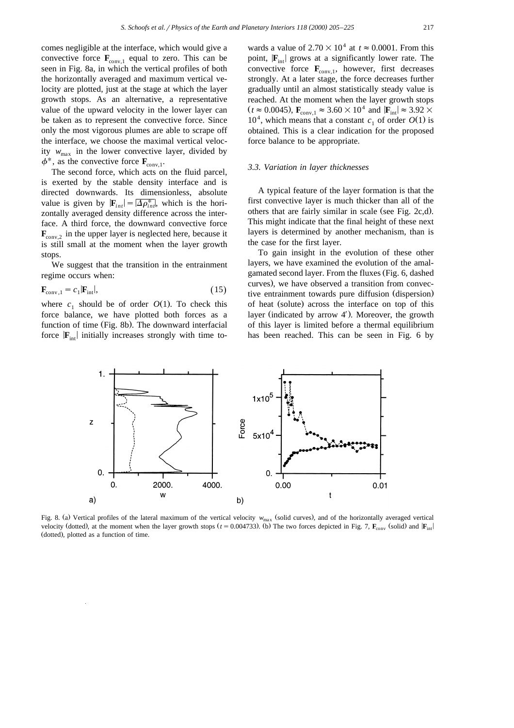comes negligible at the interface, which would give a convective force $\mathbf{F}_{conv,1}$ equal to zero. This can be seen in Fig. 8a, in which the vertical profiles of both the horizontally averaged and maximum vertical velocity are plotted, just at the stage at which the layer growth stops. As an alternative, a representative value of the upward velocity in the lower layer can be taken as to represent the convective force. Since only the most vigorous plumes are able to scrape off the interface, we choose the maximal vertical velocity $w_{max}$ in the lower convective layer, divided by $\phi^*$, as the convective force $\mathbf{F}_{conv,1}$.

The second force, which acts on the fluid parcel, is exerted by the stable density interface and is directed downwards. Its dimensionless, absolute value is given by $|\mathbf{F}_{int}| = |\overline{\Delta\rho^*_{int}}|$, which is the horizontally averaged density difference across the interface. A third force, the downward convective force $\mathbf{F}_{conv,2}$ in the upper layer is neglected here, because it is still small at the moment when the layer growth stops.

We suggest that the transition in the entrainment regime occurs when:

$$\mathbf{F}_{conv,1} = c_1|\mathbf{F}_{int}|, \tag{15}$$

where $c_1$ should be of order $O(1)$. To check this force balance, we have plotted both forces as a function of time (Fig. 8b). The downward interfacial force $|\mathbf{F}_{int}|$ initially increases strongly with time towards a value of $2.70 \times 10^4$ at $t \approx 0.0001$. From this point, $|\mathbf{F}_{int}|$ grows at a significantly lower rate. The convective force $\mathbf{F}_{conv,1}$, however, first decreases strongly. At a later stage, the force decreases further gradually until an almost statistically steady value is reached. At the moment when the layer growth stops ($t \approx 0.0045$), $\mathbf{F}_{conv,1} \approx 3.60 \times 10^4$ and $|\mathbf{F}_{int}| \approx 3.92 \times 10^4$, which means that a constant $c_1$ of order $O(1)$ is obtained. This is a clear indication for the proposed force balance to be appropriate.

### 3.3. Variation in layer thicknesses

A typical feature of the layer formation is that the first convective layer is much thicker than all of the others that are fairly similar in scale (see Fig. 2c,d). This might indicate that the final height of these next layers is determined by another mechanism, than is the case for the first layer.

To gain insight in the evolution of these other layers, we have examined the evolution of the amalgamated second layer. From the fluxes (Fig. 6, dashed curves), we have observed a transition from convective entrainment towards pure diffusion (dispersion) of heat (solute) across the interface on top of this layer (indicated by arrow 4′). Moreover, the growth of this layer is limited before a thermal equilibrium has been reached. This can be seen in Fig. 6 by

Fig. 8. (a) Vertical profiles of the lateral maximum of the vertical velocity $w_{max}$ (solid curves), and of the horizontally averaged vertical velocity (dotted), at the moment when the layer growth stops ($t = 0.004733$). (b) The two forces depicted in Fig. 7, $\mathbf{F}_{conv}$ (solid) and $|\mathbf{F}_{int}|$ (dotted), plotted as a function of time.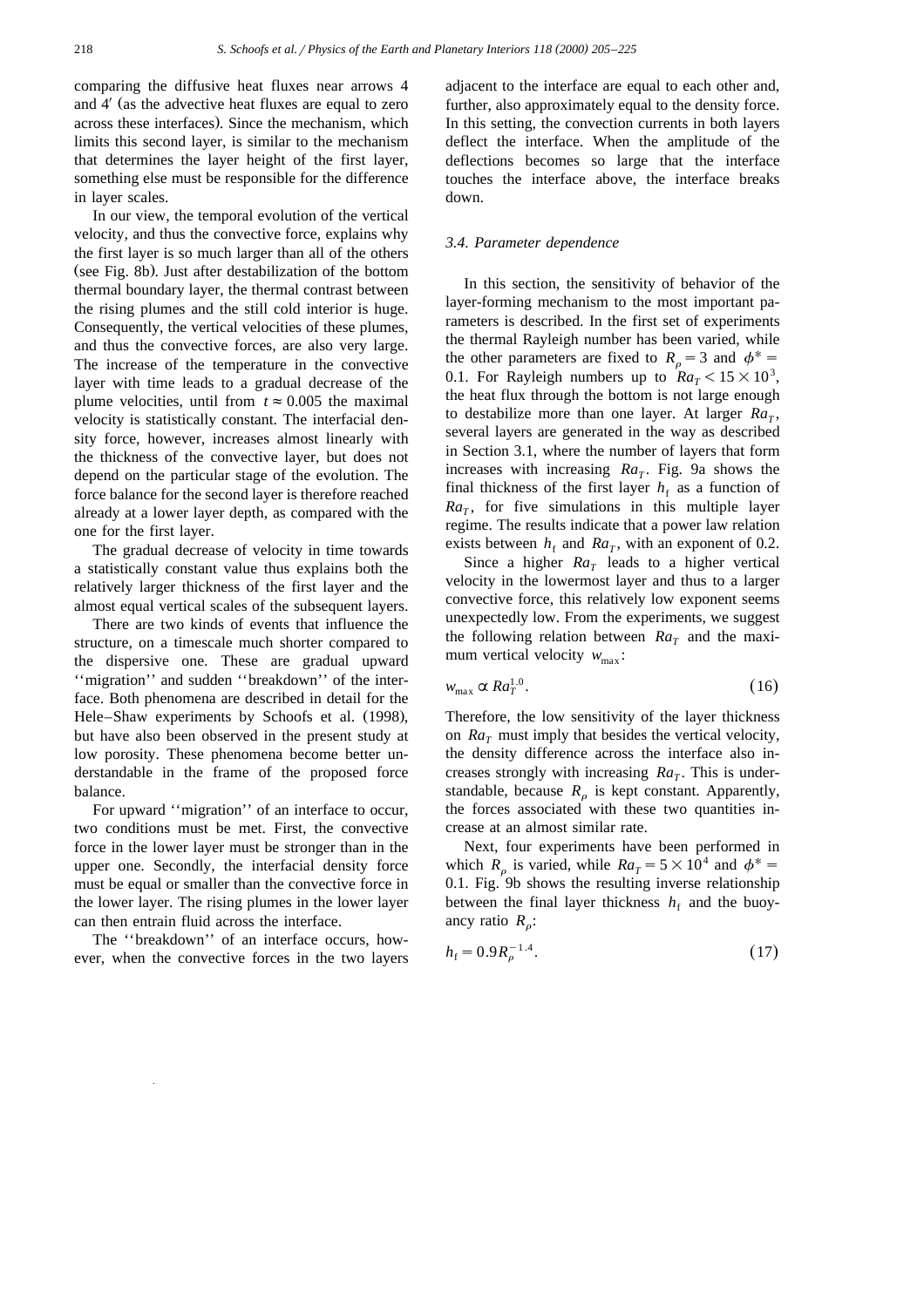comparing the diffusive heat fluxes near arrows 4 and 4′ (as the advective heat fluxes are equal to zero across these interfaces). Since the mechanism, which limits this second layer, is similar to the mechanism that determines the layer height of the first layer, something else must be responsible for the difference in layer scales.

In our view, the temporal evolution of the vertical velocity, and thus the convective force, explains why the first layer is so much larger than all of the others (see Fig. 8b). Just after destabilization of the bottom thermal boundary layer, the thermal contrast between the rising plumes and the still cold interior is huge. Consequently, the vertical velocities of these plumes, and thus the convective forces, are also very large. The increase of the temperature in the convective layer with time leads to a gradual decrease of the plume velocities, until from $t \approx 0.005$ the maximal velocity is statistically constant. The interfacial density force, however, increases almost linearly with the thickness of the convective layer, but does not depend on the particular stage of the evolution. The force balance for the second layer is therefore reached already at a lower layer depth, as compared with the one for the first layer.

The gradual decrease of velocity in time towards a statistically constant value thus explains both the relatively larger thickness of the first layer and the almost equal vertical scales of the subsequent layers.

There are two kinds of events that influence the structure, on a timescale much shorter compared to the dispersive one. These are gradual upward ''migration'' and sudden ''breakdown'' of the interface. Both phenomena are described in detail for the Hele–Shaw experiments by Schoofs et al. (1998), but have also been observed in the present study at low porosity. These phenomena become better understandable in the frame of the proposed force balance.

For upward ''migration'' of an interface to occur, two conditions must be met. First, the convective force in the lower layer must be stronger than in the upper one. Secondly, the interfacial density force must be equal or smaller than the convective force in the lower layer. The rising plumes in the lower layer can then entrain fluid across the interface.

The ''breakdown'' of an interface occurs, however, when the convective forces in the two layers adjacent to the interface are equal to each other and, further, also approximately equal to the density force. In this setting, the convection currents in both layers deflect the interface. When the amplitude of the deflections becomes so large that the interface touches the interface above, the interface breaks down.

### 3.4. Parameter dependence

In this section, the sensitivity of behavior of the layer-forming mechanism to the most important parameters is described. In the first set of experiments the thermal Rayleigh number has been varied, while the other parameters are fixed to $R_\rho = 3$ and $\phi^* = 0.1$. For Rayleigh numbers up to $Ra_T < 15 \times 10^3$, the heat flux through the bottom is not large enough to destabilize more than one layer. At larger $Ra_T$, several layers are generated in the way as described in Section 3.1, where the number of layers that form increases with increasing $Ra_T$. Fig. 9a shows the final thickness of the first layer $h_f$ as a function of $Ra_T$, for five simulations in this multiple layer regime. The results indicate that a power law relation exists between $h_f$ and $Ra_T$, with an exponent of 0.2.

Since a higher $Ra_T$ leads to a higher vertical velocity in the lowermost layer and thus to a larger convective force, this relatively low exponent seems unexpectedly low. From the experiments, we suggest the following relation between $Ra_T$ and the maximum vertical velocity $w_{max}$:

$$w_{max} \propto Ra_T^{1.0}. \tag{16}$$

Therefore, the low sensitivity of the layer thickness on $Ra_T$ must imply that besides the vertical velocity, the density difference across the interface also increases strongly with increasing $Ra_T$. This is understandable, because $R_\rho$ is kept constant. Apparently, the forces associated with these two quantities increase at an almost similar rate.

Next, four experiments have been performed in which $R_\rho$ is varied, while $Ra_T = 5 \times 10^4$ and $\phi^* = 0.1$. Fig. 9b shows the resulting inverse relationship between the final layer thickness $h_f$ and the buoyancy ratio $R_\rho$:

$$h_f = 0.9 R_\rho^{-1.4}. \tag{17}$$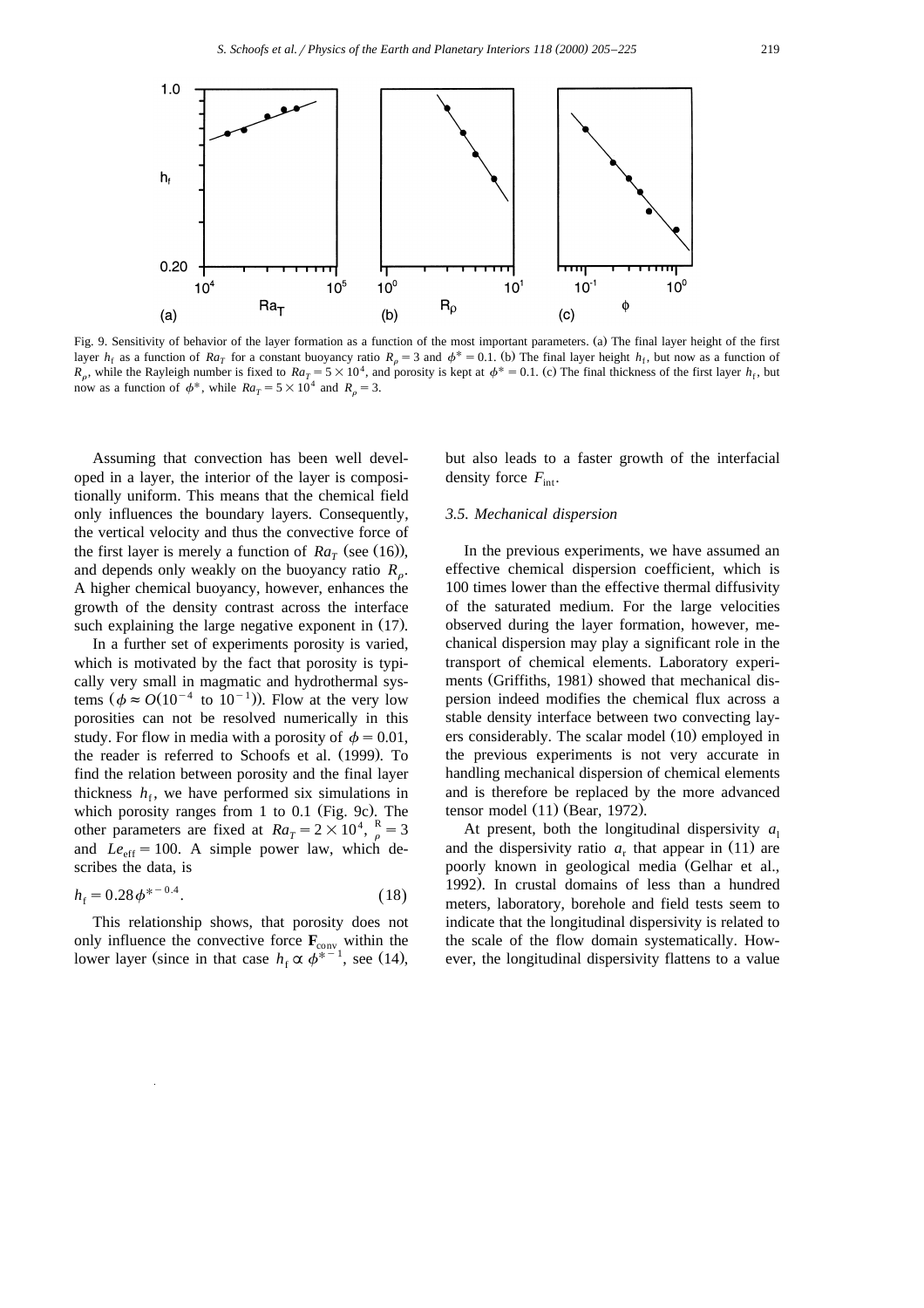Fig. 9. Sensitivity of behavior of the layer formation as a function of the most important parameters. (a) The final layer height of the first layer $h_f$ as a function of $Ra_T$ for a constant buoyancy ratio $R_\rho = 3$ and $\phi^* = 0.1$. (b) The final layer height $h_f$, but now as a function of $R_\rho$, while the Rayleigh number is fixed to $Ra_T = 5 \times 10^4$, and porosity is kept at $\phi^* = 0.1$. (c) The final thickness of the first layer $h_f$, but now as a function of $\phi^*$, while $Ra_T = 5 \times 10^4$ and $R_\rho = 3$.

Assuming that convection has been well developed in a layer, the interior of the layer is compositionally uniform. This means that the chemical field only influences the boundary layers. Consequently, the vertical velocity and thus the convective force of the first layer is merely a function of $Ra_T$ (see (16)), and depends only weakly on the buoyancy ratio $R_\rho$. A higher chemical buoyancy, however, enhances the growth of the density contrast across the interface such explaining the large negative exponent in (17).

In a further set of experiments porosity is varied, which is motivated by the fact that porosity is typically very small in magmatic and hydrothermal systems ($\phi \approx O(10^{-4}$ to $10^{-1})$). Flow at the very low porosities can not be resolved numerically in this study. For flow in media with a porosity of $\phi = 0.01$, the reader is referred to Schoofs et al. (1999). To find the relation between porosity and the final layer thickness $h_f$, we have performed six simulations in which porosity ranges from 1 to 0.1 (Fig. 9c). The other parameters are fixed at $Ra_T = 2 \times 10^4$, $R_\rho = 3$ and $Le_{eff} = 100$. A simple power law, which describes the data, is

$$h_f = 0.28 \phi^{*-0.4}. \tag{18}$$

This relationship shows, that porosity does not only influence the convective force $\mathbf{F}_{conv}$ within the lower layer (since in that case $h_f \propto \phi^{*-1}$, see (14), but also leads to a faster growth of the interfacial density force $F_{int}$.

### 3.5. Mechanical dispersion

In the previous experiments, we have assumed an effective chemical dispersion coefficient, which is 100 times lower than the effective thermal diffusivity of the saturated medium. For the large velocities observed during the layer formation, however, mechanical dispersion may play a significant role in the transport of chemical elements. Laboratory experiments (Griffiths, 1981) showed that mechanical dispersion indeed modifies the chemical flux across a stable density interface between two convecting layers considerably. The scalar model (10) employed in the previous experiments is not very accurate in handling mechanical dispersion of chemical elements and is therefore be replaced by the more advanced tensor model (11) (Bear, 1972).

At present, both the longitudinal dispersivity $a_l$ and the dispersivity ratio $a_r$ that appear in (11) are poorly known in geological media (Gelhar et al., 1992). In crustal domains of less than a hundred meters, laboratory, borehole and field tests seem to indicate that the longitudinal dispersivity is related to the scale of the flow domain systematically. However, the longitudinal dispersivity flattens to a value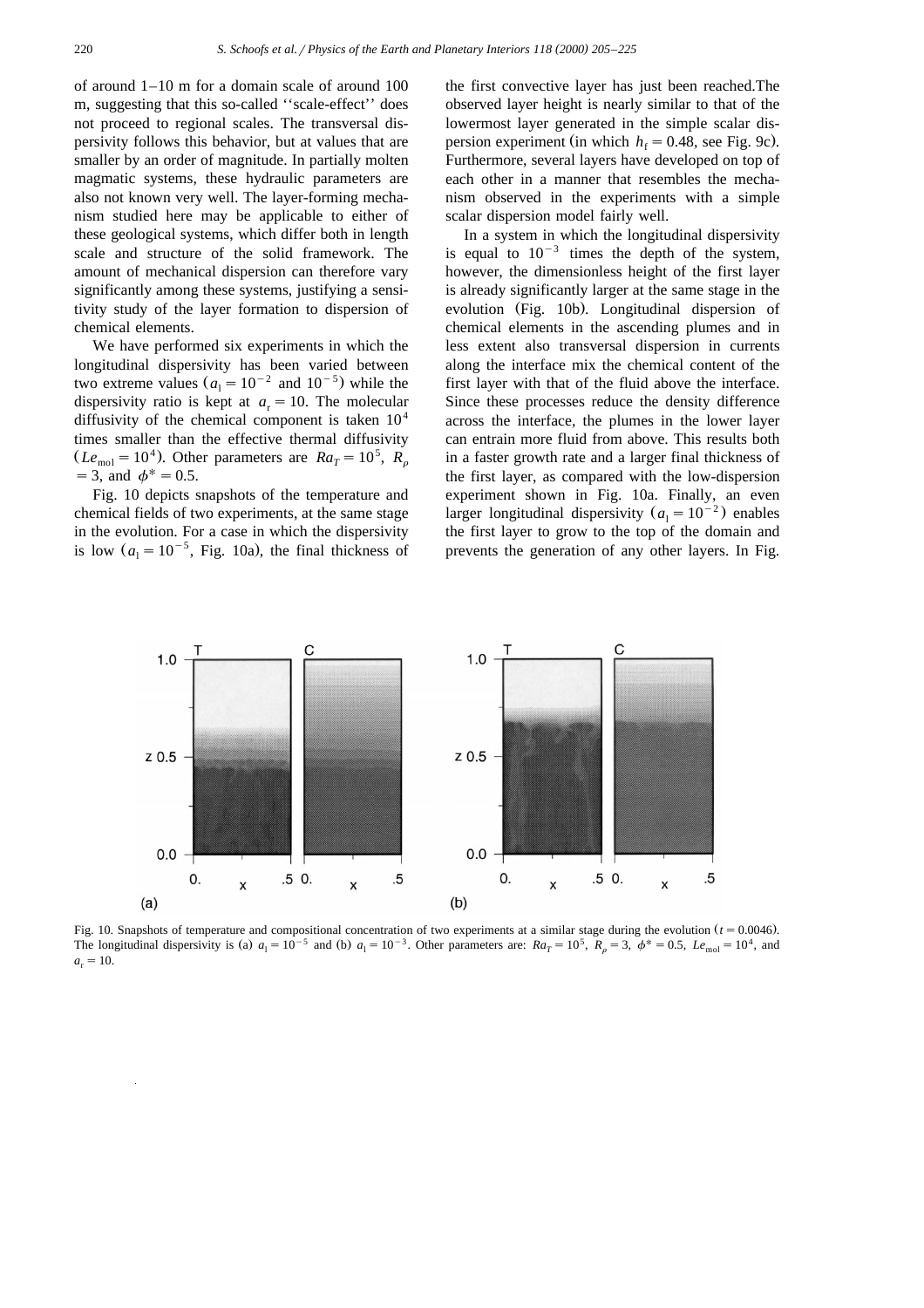of around 1–10 m for a domain scale of around 100 m, suggesting that this so-called ''scale-effect'' does not proceed to regional scales. The transversal dispersivity follows this behavior, but at values that are smaller by an order of magnitude. In partially molten magmatic systems, these hydraulic parameters are also not known very well. The layer-forming mechanism studied here may be applicable to either of these geological systems, which differ both in length scale and structure of the solid framework. The amount of mechanical dispersion can therefore vary significantly among these systems, justifying a sensitivity study of the layer formation to dispersion of chemical elements.

We have performed six experiments in which the longitudinal dispersivity has been varied between two extreme values ($a_l = 10^{-2}$ and $10^{-5}$) while the dispersivity ratio is kept at $a_r = 10$. The molecular diffusivity of the chemical component is taken $10^4$ times smaller than the effective thermal diffusivity ($Le_{mol} = 10^4$). Other parameters are $Ra_T = 10^5$, $R_\rho = 3$, and $\phi^* = 0.5$.

Fig. 10 depicts snapshots of the temperature and chemical fields of two experiments, at the same stage in the evolution. For a case in which the dispersivity is low ($a_l = 10^{-5}$, Fig. 10a), the final thickness of the first convective layer has just been reached. The observed layer height is nearly similar to that of the lowermost layer generated in the simple scalar dispersion experiment (in which $h_f = 0.48$, see Fig. 9c). Furthermore, several layers have developed on top of each other in a manner that resembles the mechanism observed in the experiments with a simple scalar dispersion model fairly well.

In a system in which the longitudinal dispersivity is equal to $10^{-3}$ times the depth of the system, however, the dimensionless height of the first layer is already significantly larger at the same stage in the evolution (Fig. 10b). Longitudinal dispersion of chemical elements in the ascending plumes and in less extent also transversal dispersion in currents along the interface mix the chemical content of the first layer with that of the fluid above the interface. Since these processes reduce the density difference across the interface, the plumes in the lower layer can entrain more fluid from above. This results both in a faster growth rate and a larger final thickness of the first layer, as compared with the low-dispersion experiment shown in Fig. 10a. Finally, an even larger longitudinal dispersivity ($a_l = 10^{-2}$) enables the first layer to grow to the top of the domain and prevents the generation of any other layers. In Fig.

Fig. 10. Snapshots of temperature and compositional concentration of two experiments at a similar stage during the evolution ($t = 0.0046$). The longitudinal dispersivity is (a) $a_l = 10^{-5}$ and (b) $a_l = 10^{-3}$. Other parameters are: $Ra_T = 10^5$, $R_\rho = 3$, $\phi^* = 0.5$, $Le_{mol} = 10^4$, and $a_r = 10$.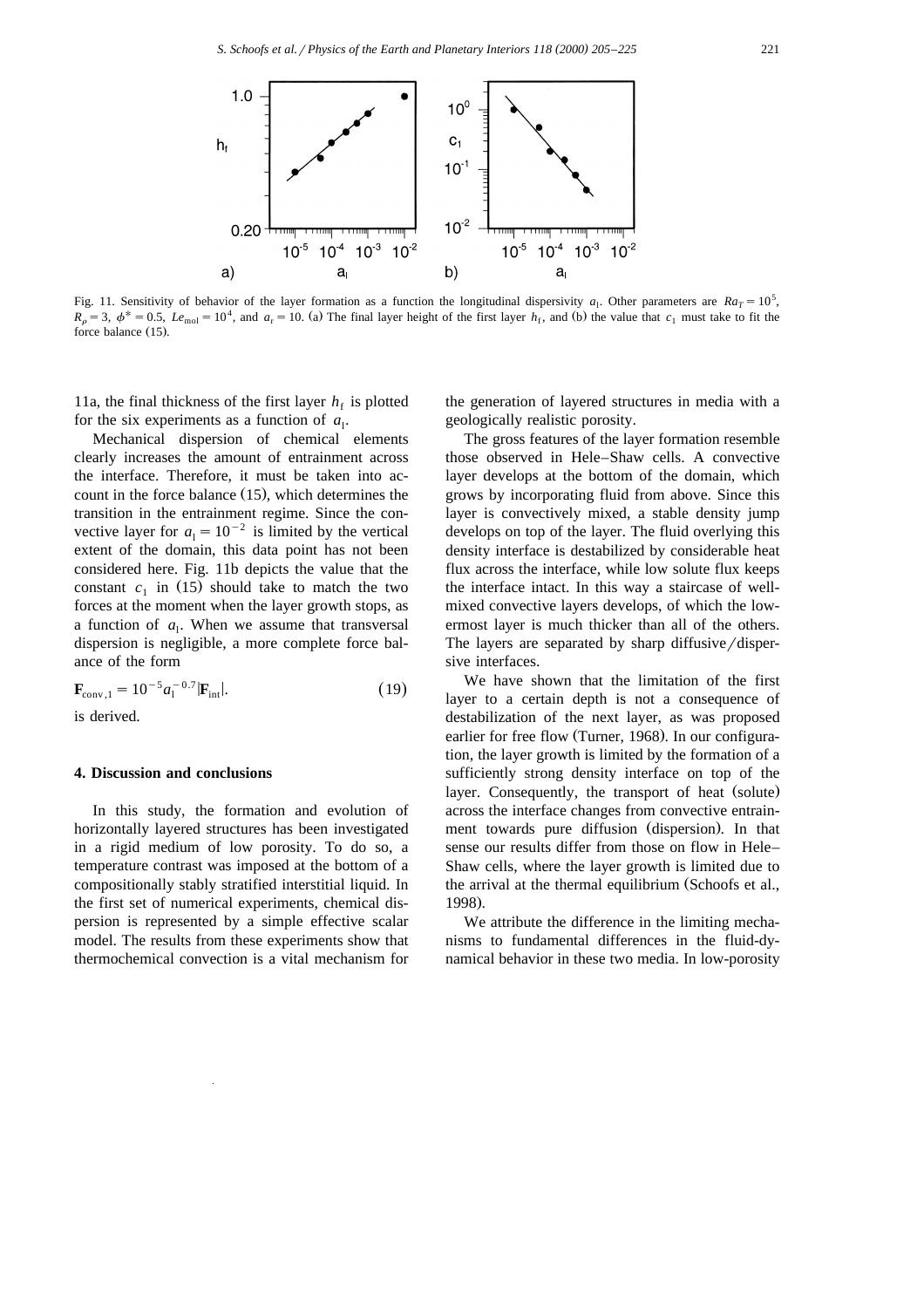Fig. 11. Sensitivity of behavior of the layer formation as a function the longitudinal dispersivity $a_l$. Other parameters are $Ra_T = 10^5$, $R_\rho = 3$, $\phi^* = 0.5$, $Le_{mol} = 10^4$, and $a_r = 10$. (a) The final layer height of the first layer $h_f$, and (b) the value that $c_1$ must take to fit the force balance (15).

11a, the final thickness of the first layer $h_f$ is plotted for the six experiments as a function of $a_l$.

Mechanical dispersion of chemical elements clearly increases the amount of entrainment across the interface. Therefore, it must be taken into account in the force balance (15), which determines the transition in the entrainment regime. Since the convective layer for $a_l = 10^{-2}$ is limited by the vertical extent of the domain, this data point has not been considered here. Fig. 11b depicts the value that the constant $c_1$ in (15) should take to match the two forces at the moment when the layer growth stops, as a function of $a_l$. When we assume that transversal dispersion is negligible, a more complete force balance of the form

$$\mathbf{F}_{\mathrm{conv},1} = 10^{-5} a_l^{-0.7} |\mathbf{F}_{\mathrm{int}}|. \tag{19}$$

is derived.

## 4. Discussion and conclusions

In this study, the formation and evolution of horizontally layered structures has been investigated in a rigid medium of low porosity. To do so, a temperature contrast was imposed at the bottom of a compositionally stably stratified interstitial liquid. In the first set of numerical experiments, chemical dispersion is represented by a simple effective scalar model. The results from these experiments show that thermochemical convection is a vital mechanism for the generation of layered structures in media with a geologically realistic porosity.

The gross features of the layer formation resemble those observed in Hele–Shaw cells. A convective layer develops at the bottom of the domain, which grows by incorporating fluid from above. Since this layer is convectively mixed, a stable density jump develops on top of the layer. The fluid overlying this density interface is destabilized by considerable heat flux across the interface, while low solute flux keeps the interface intact. In this way a staircase of well-mixed convective layers develops, of which the lowermost layer is much thicker than all of the others. The layers are separated by sharp diffusive/dispersive interfaces.

We have shown that the limitation of the first layer to a certain depth is not a consequence of destabilization of the next layer, as was proposed earlier for free flow (Turner, 1968). In our configuration, the layer growth is limited by the formation of a sufficiently strong density interface on top of the layer. Consequently, the transport of heat (solute) across the interface changes from convective entrainment towards pure diffusion (dispersion). In that sense our results differ from those on flow in Hele–Shaw cells, where the layer growth is limited due to the arrival at the thermal equilibrium (Schoofs et al., 1998).

We attribute the difference in the limiting mechanisms to fundamental differences in the fluid-dynamical behavior in these two media. In low-porosity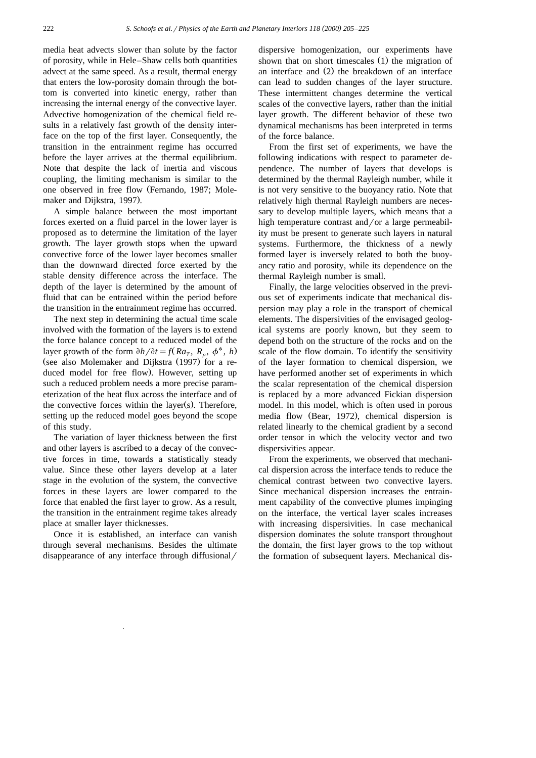media heat advects slower than solute by the factor of porosity, while in Hele–Shaw cells both quantities advect at the same speed. As a result, thermal energy that enters the low-porosity domain through the bottom is converted into kinetic energy, rather than increasing the internal energy of the convective layer. Advective homogenization of the chemical field results in a relatively fast growth of the density interface on the top of the first layer. Consequently, the transition in the entrainment regime has occurred before the layer arrives at the thermal equilibrium. Note that despite the lack of inertia and viscous coupling, the limiting mechanism is similar to the one observed in free flow (Fernando, 1987; Molemaker and Dijkstra, 1997).

A simple balance between the most important forces exerted on a fluid parcel in the lower layer is proposed as to determine the limitation of the layer growth. The layer growth stops when the upward convective force of the lower layer becomes smaller than the downward directed force exerted by the stable density difference across the interface. The depth of the layer is determined by the amount of fluid that can be entrained within the period before the transition in the entrainment regime has occurred.

The next step in determining the actual time scale involved with the formation of the layers is to extend the force balance concept to a reduced model of the layer growth of the form $\partial h/\partial t = f(Ra_T, R_\rho, \phi^*, h)$ (see also Molemaker and Dijkstra (1997) for a reduced model for free flow). However, setting up such a reduced problem needs a more precise parameterization of the heat flux across the interface and of the convective forces within the layer(s). Therefore, setting up the reduced model goes beyond the scope of this study.

The variation of layer thickness between the first and other layers is ascribed to a decay of the convective forces in time, towards a statistically steady value. Since these other layers develop at a later stage in the evolution of the system, the convective forces in these layers are lower compared to the force that enabled the first layer to grow. As a result, the transition in the entrainment regime takes already place at smaller layer thicknesses.

Once it is established, an interface can vanish through several mechanisms. Besides the ultimate disappearance of any interface through diffusional/dispersive homogenization, our experiments have shown that on short timescales (1) the migration of an interface and (2) the breakdown of an interface can lead to sudden changes of the layer structure. These intermittent changes determine the vertical scales of the convective layers, rather than the initial layer growth. The different behavior of these two dynamical mechanisms has been interpreted in terms of the force balance.

From the first set of experiments, we have the following indications with respect to parameter dependence. The number of layers that develops is determined by the thermal Rayleigh number, while it is not very sensitive to the buoyancy ratio. Note that relatively high thermal Rayleigh numbers are necessary to develop multiple layers, which means that a high temperature contrast and/or a large permeability must be present to generate such layers in natural systems. Furthermore, the thickness of a newly formed layer is inversely related to both the buoyancy ratio and porosity, while its dependence on the thermal Rayleigh number is small.

Finally, the large velocities observed in the previous set of experiments indicate that mechanical dispersion may play a role in the transport of chemical elements. The dispersivities of the envisaged geological systems are poorly known, but they seem to depend both on the structure of the rocks and on the scale of the flow domain. To identify the sensitivity of the layer formation to chemical dispersion, we have performed another set of experiments in which the scalar representation of the chemical dispersion is replaced by a more advanced Fickian dispersion model. In this model, which is often used in porous media flow (Bear, 1972), chemical dispersion is related linearly to the chemical gradient by a second order tensor in which the velocity vector and two dispersivities appear.

From the experiments, we observed that mechanical dispersion across the interface tends to reduce the chemical contrast between two convective layers. Since mechanical dispersion increases the entrainment capability of the convective plumes impinging on the interface, the vertical layer scales increases with increasing dispersivities. In case mechanical dispersion dominates the solute transport throughout the domain, the first layer grows to the top without the formation of subsequent layers. Mechanical dis-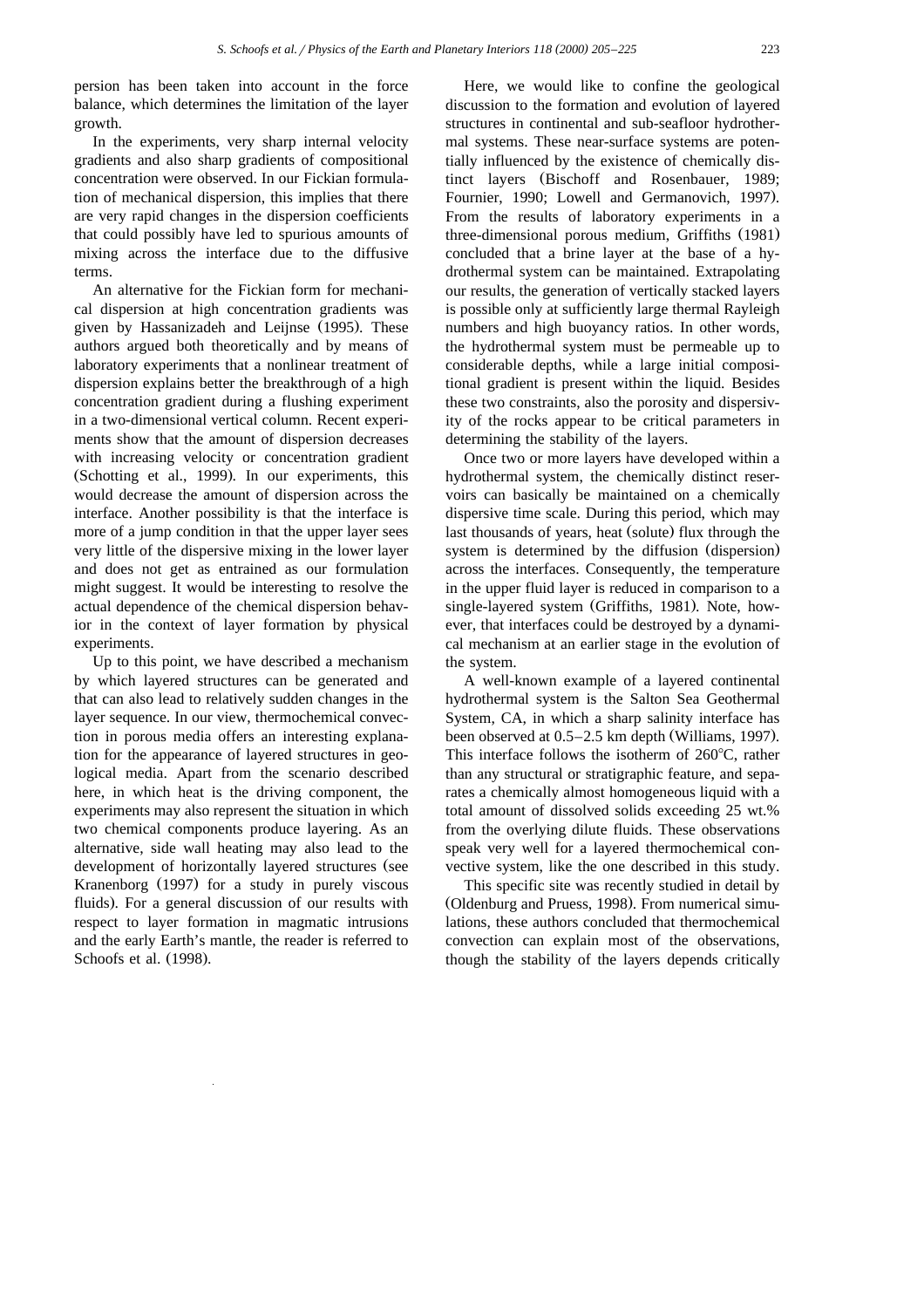persion has been taken into account in the force balance, which determines the limitation of the layer growth.

In the experiments, very sharp internal velocity gradients and also sharp gradients of compositional concentration were observed. In our Fickian formulation of mechanical dispersion, this implies that there are very rapid changes in the dispersion coefficients that could possibly have led to spurious amounts of mixing across the interface due to the diffusive terms.

An alternative for the Fickian form for mechanical dispersion at high concentration gradients was given by Hassanizadeh and Leijnse (1995). These authors argued both theoretically and by means of laboratory experiments that a nonlinear treatment of dispersion explains better the breakthrough of a high concentration gradient during a flushing experiment in a two-dimensional vertical column. Recent experiments show that the amount of dispersion decreases with increasing velocity or concentration gradient (Schotting et al., 1999). In our experiments, this would decrease the amount of dispersion across the interface. Another possibility is that the interface is more of a jump condition in that the upper layer sees very little of the dispersive mixing in the lower layer and does not get as entrained as our formulation might suggest. It would be interesting to resolve the actual dependence of the chemical dispersion behavior in the context of layer formation by physical experiments.

Up to this point, we have described a mechanism by which layered structures can be generated and that can also lead to relatively sudden changes in the layer sequence. In our view, thermochemical convection in porous media offers an interesting explanation for the appearance of layered structures in geological media. Apart from the scenario described here, in which heat is the driving component, the experiments may also represent the situation in which two chemical components produce layering. As an alternative, side wall heating may also lead to the development of horizontally layered structures (see Kranenborg (1997) for a study in purely viscous fluids). For a general discussion of our results with respect to layer formation in magmatic intrusions and the early Earth's mantle, the reader is referred to Schoofs et al. (1998).

Here, we would like to confine the geological discussion to the formation and evolution of layered structures in continental and sub-seafloor hydrothermal systems. These near-surface systems are potentially influenced by the existence of chemically distinct layers (Bischoff and Rosenbauer, 1989; Fournier, 1990; Lowell and Germanovich, 1997). From the results of laboratory experiments in a three-dimensional porous medium, Griffiths (1981) concluded that a brine layer at the base of a hydrothermal system can be maintained. Extrapolating our results, the generation of vertically stacked layers is possible only at sufficiently large thermal Rayleigh numbers and high buoyancy ratios. In other words, the hydrothermal system must be permeable up to considerable depths, while a large initial compositional gradient is present within the liquid. Besides these two constraints, also the porosity and dispersivity of the rocks appear to be critical parameters in determining the stability of the layers.

Once two or more layers have developed within a hydrothermal system, the chemically distinct reservoirs can basically be maintained on a chemically dispersive time scale. During this period, which may last thousands of years, heat (solute) flux through the system is determined by the diffusion (dispersion) across the interfaces. Consequently, the temperature in the upper fluid layer is reduced in comparison to a single-layered system (Griffiths, 1981). Note, however, that interfaces could be destroyed by a dynamical mechanism at an earlier stage in the evolution of the system.

A well-known example of a layered continental hydrothermal system is the Salton Sea Geothermal System, CA, in which a sharp salinity interface has been observed at 0.5–2.5 km depth (Williams, 1997). This interface follows the isotherm of 260°C, rather than any structural or stratigraphic feature, and separates a chemically almost homogeneous liquid with a total amount of dissolved solids exceeding 25 wt.% from the overlying dilute fluids. These observations speak very well for a layered thermochemical convective system, like the one described in this study.

This specific site was recently studied in detail by (Oldenburg and Pruess, 1998). From numerical simulations, these authors concluded that thermochemical convection can explain most of the observations, though the stability of the layers depends critically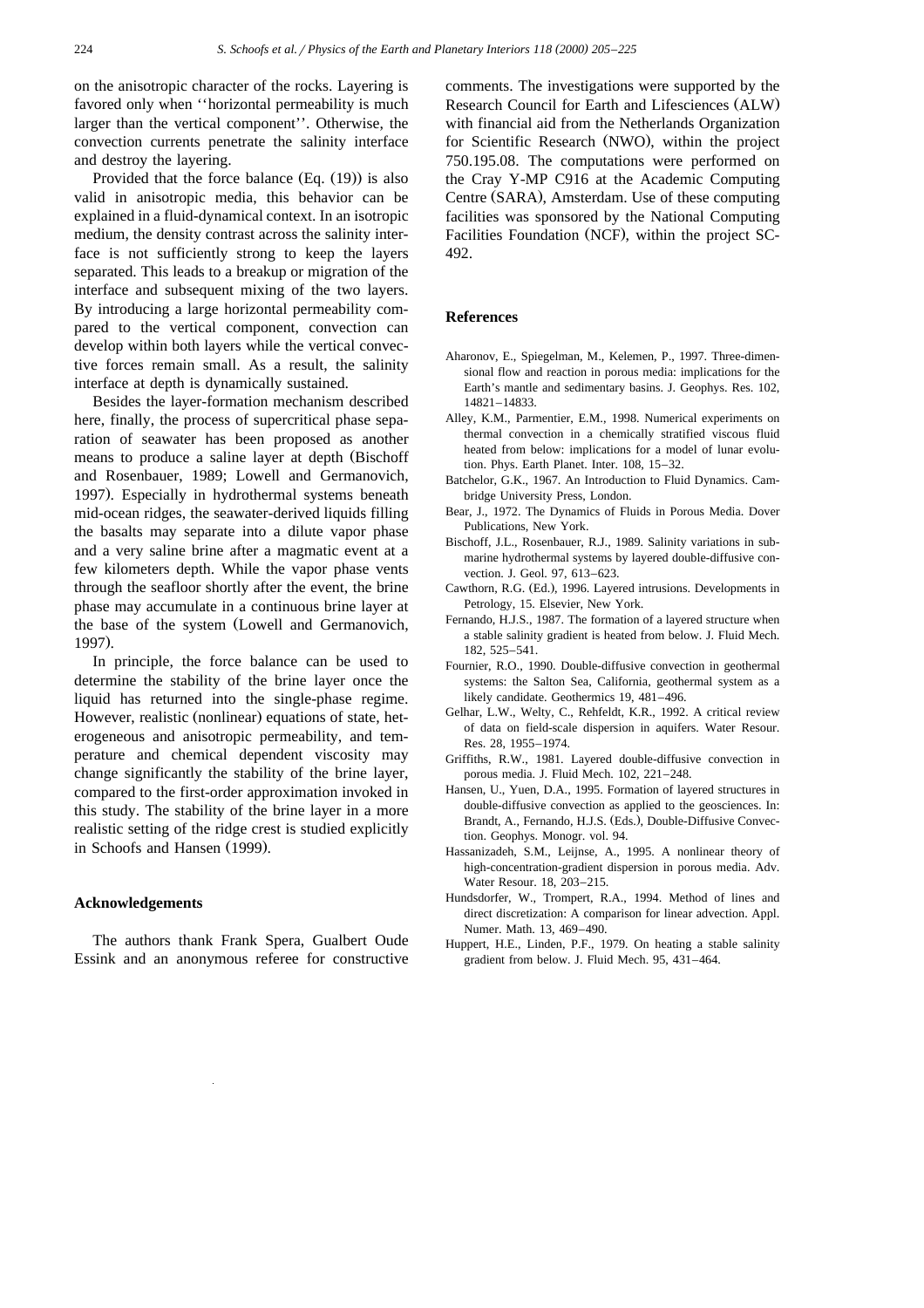on the anisotropic character of the rocks. Layering is favored only when ''horizontal permeability is much larger than the vertical component''. Otherwise, the convection currents penetrate the salinity interface and destroy the layering.

Provided that the force balance (Eq. (19)) is also valid in anisotropic media, this behavior can be explained in a fluid-dynamical context. In an isotropic medium, the density contrast across the salinity interface is not sufficiently strong to keep the layers separated. This leads to a breakup or migration of the interface and subsequent mixing of the two layers. By introducing a large horizontal permeability compared to the vertical component, convection can develop within both layers while the vertical convective forces remain small. As a result, the salinity interface at depth is dynamically sustained.

Besides the layer-formation mechanism described here, finally, the process of supercritical phase separation of seawater has been proposed as another means to produce a saline layer at depth (Bischoff and Rosenbauer, 1989; Lowell and Germanovich, 1997). Especially in hydrothermal systems beneath mid-ocean ridges, the seawater-derived liquids filling the basalts may separate into a dilute vapor phase and a very saline brine after a magmatic event at a few kilometers depth. While the vapor phase vents through the seafloor shortly after the event, the brine phase may accumulate in a continuous brine layer at the base of the system (Lowell and Germanovich, 1997).

In principle, the force balance can be used to determine the stability of the brine layer once the liquid has returned into the single-phase regime. However, realistic (nonlinear) equations of state, heterogeneous and anisotropic permeability, and temperature and chemical dependent viscosity may change significantly the stability of the brine layer, compared to the first-order approximation invoked in this study. The stability of the brine layer in a more realistic setting of the ridge crest is studied explicitly in Schoofs and Hansen (1999).

## Acknowledgements

The authors thank Frank Spera, Gualbert Oude Essink and an anonymous referee for constructive comments. The investigations were supported by the Research Council for Earth and Lifesciences (ALW) with financial aid from the Netherlands Organization for Scientific Research (NWO), within the project 750.195.08. The computations were performed on the Cray Y-MP C916 at the Academic Computing Centre (SARA), Amsterdam. Use of these computing facilities was sponsored by the National Computing Facilities Foundation (NCF), within the project SC-492.

## References

Aharonov, E., Spiegelman, M., Kelemen, P., 1997. Three-dimensional flow and reaction in porous media: implications for the Earth's mantle and sedimentary basins. J. Geophys. Res. 102, 14821–14833.

Alley, K.M., Parmentier, E.M., 1998. Numerical experiments on thermal convection in a chemically stratified viscous fluid heated from below: implications for a model of lunar evolution. Phys. Earth Planet. Inter. 108, 15–32.

Batchelor, G.K., 1967. An Introduction to Fluid Dynamics. Cambridge University Press, London.

Bear, J., 1972. The Dynamics of Fluids in Porous Media. Dover Publications, New York.

Bischoff, J.L., Rosenbauer, R.J., 1989. Salinity variations in submarine hydrothermal systems by layered double-diffusive convection. J. Geol. 97, 613–623.

Cawthorn, R.G. (Ed.), 1996. Layered intrusions. Developments in Petrology, 15. Elsevier, New York.

Fernando, H.J.S., 1987. The formation of a layered structure when a stable salinity gradient is heated from below. J. Fluid Mech. 182, 525–541.

Fournier, R.O., 1990. Double-diffusive convection in geothermal systems: the Salton Sea, California, geothermal system as a likely candidate. Geothermics 19, 481–496.

Gelhar, L.W., Welty, C., Rehfeldt, K.R., 1992. A critical review of data on field-scale dispersion in aquifers. Water Resour. Res. 28, 1955–1974.

Griffiths, R.W., 1981. Layered double-diffusive convection in porous media. J. Fluid Mech. 102, 221–248.

Hansen, U., Yuen, D.A., 1995. Formation of layered structures in double-diffusive convection as applied to the geosciences. In: Brandt, A., Fernando, H.J.S. (Eds.), Double-Diffusive Convection. Geophys. Monogr. vol. 94.

Hassanizadeh, S.M., Leijnse, A., 1995. A nonlinear theory of high-concentration-gradient dispersion in porous media. Adv. Water Resour. 18, 203–215.

Hundsdorfer, W., Trompert, R.A., 1994. Method of lines and direct discretization: A comparison for linear advection. Appl. Numer. Math. 13, 469–490.

Huppert, H.E., Linden, P.F., 1979. On heating a stable salinity gradient from below. J. Fluid Mech. 95, 431–464.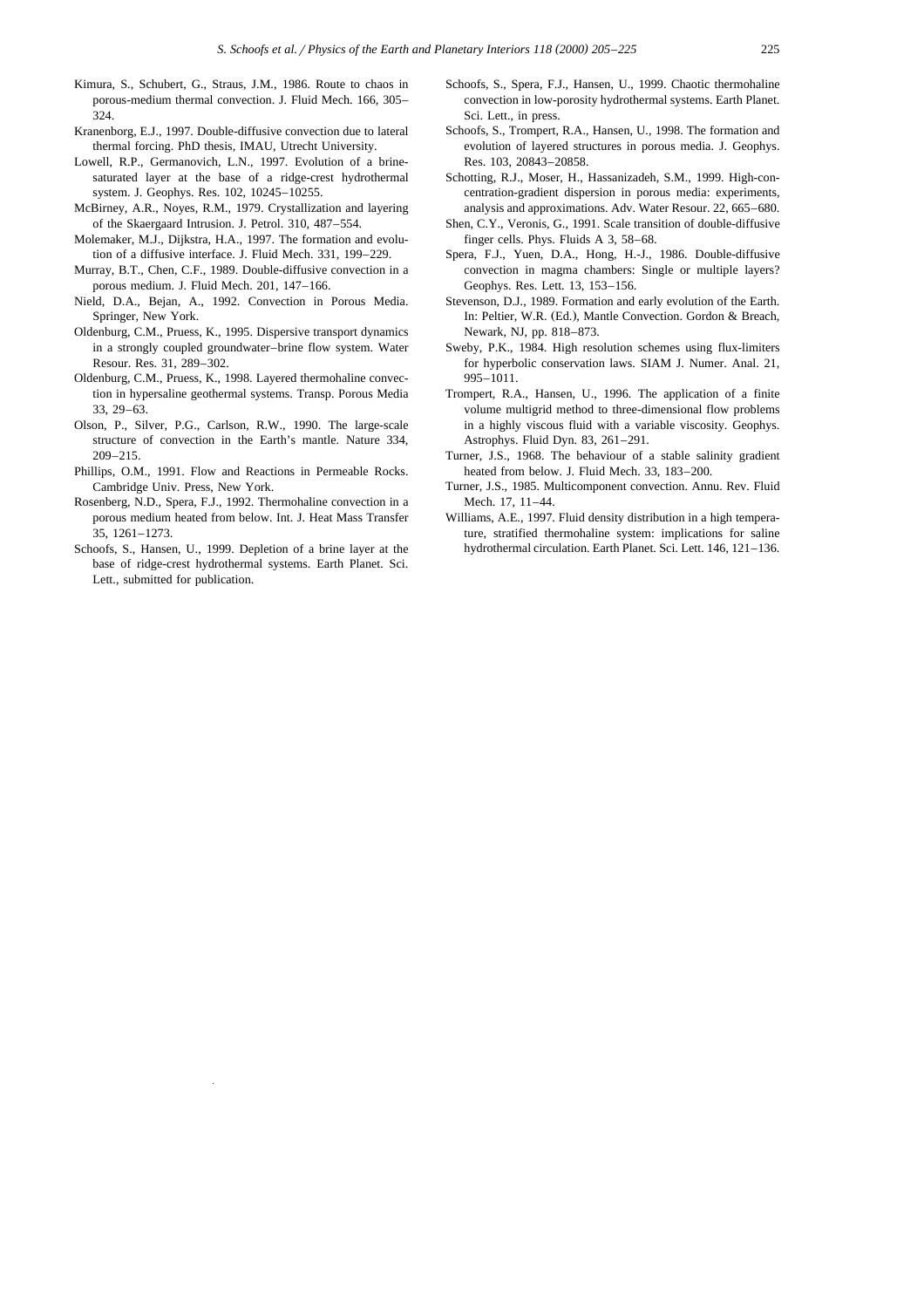Kimura, S., Schubert, G., Straus, J.M., 1986. Route to chaos in porous-medium thermal convection. J. Fluid Mech. 166, 305–324.

Kranenborg, E.J., 1997. Double-diffusive convection due to lateral thermal forcing. PhD thesis, IMAU, Utrecht University.

Lowell, R.P., Germanovich, L.N., 1997. Evolution of a brine-saturated layer at the base of a ridge-crest hydrothermal system. J. Geophys. Res. 102, 10245–10255.

McBirney, A.R., Noyes, R.M., 1979. Crystallization and layering of the Skaergaard Intrusion. J. Petrol. 310, 487–554.

Molemaker, M.J., Dijkstra, H.A., 1997. The formation and evolution of a diffusive interface. J. Fluid Mech. 331, 199–229.

Murray, B.T., Chen, C.F., 1989. Double-diffusive convection in a porous medium. J. Fluid Mech. 201, 147–166.

Nield, D.A., Bejan, A., 1992. Convection in Porous Media. Springer, New York.

Oldenburg, C.M., Pruess, K., 1995. Dispersive transport dynamics in a strongly coupled groundwater–brine flow system. Water Resour. Res. 31, 289–302.

Oldenburg, C.M., Pruess, K., 1998. Layered thermohaline convection in hypersaline geothermal systems. Transp. Porous Media 33, 29–63.

Olson, P., Silver, P.G., Carlson, R.W., 1990. The large-scale structure of convection in the Earth's mantle. Nature 334, 209–215.

Phillips, O.M., 1991. Flow and Reactions in Permeable Rocks. Cambridge Univ. Press, New York.

Rosenberg, N.D., Spera, F.J., 1992. Thermohaline convection in a porous medium heated from below. Int. J. Heat Mass Transfer 35, 1261–1273.

Schoofs, S., Hansen, U., 1999. Depletion of a brine layer at the base of ridge-crest hydrothermal systems. Earth Planet. Sci. Lett., submitted for publication.

Schoofs, S., Spera, F.J., Hansen, U., 1999. Chaotic thermohaline convection in low-porosity hydrothermal systems. Earth Planet. Sci. Lett., in press.

Schoofs, S., Trompert, R.A., Hansen, U., 1998. The formation and evolution of layered structures in porous media. J. Geophys. Res. 103, 20843–20858.

Schotting, R.J., Moser, H., Hassanizadeh, S.M., 1999. High-concentration-gradient dispersion in porous media: experiments, analysis and approximations. Adv. Water Resour. 22, 665–680.

Shen, C.Y., Veronis, G., 1991. Scale transition of double-diffusive finger cells. Phys. Fluids A 3, 58–68.

Spera, F.J., Yuen, D.A., Hong, H.-J., 1986. Double-diffusive convection in magma chambers: Single or multiple layers? Geophys. Res. Lett. 13, 153–156.

Stevenson, D.J., 1989. Formation and early evolution of the Earth. In: Peltier, W.R. (Ed.), Mantle Convection. Gordon & Breach, Newark, NJ, pp. 818–873.

Sweby, P.K., 1984. High resolution schemes using flux-limiters for hyperbolic conservation laws. SIAM J. Numer. Anal. 21, 995–1011.

Trompert, R.A., Hansen, U., 1996. The application of a finite volume multigrid method to three-dimensional flow problems in a highly viscous fluid with a variable viscosity. Geophys. Astrophys. Fluid Dyn. 83, 261–291.

Turner, J.S., 1968. The behaviour of a stable salinity gradient heated from below. J. Fluid Mech. 33, 183–200.

Turner, J.S., 1985. Multicomponent convection. Annu. Rev. Fluid Mech. 17, 11–44.

Williams, A.E., 1997. Fluid density distribution in a high temperature, stratified thermohaline system: implications for saline hydrothermal circulation. Earth Planet. Sci. Lett. 146, 121–136.